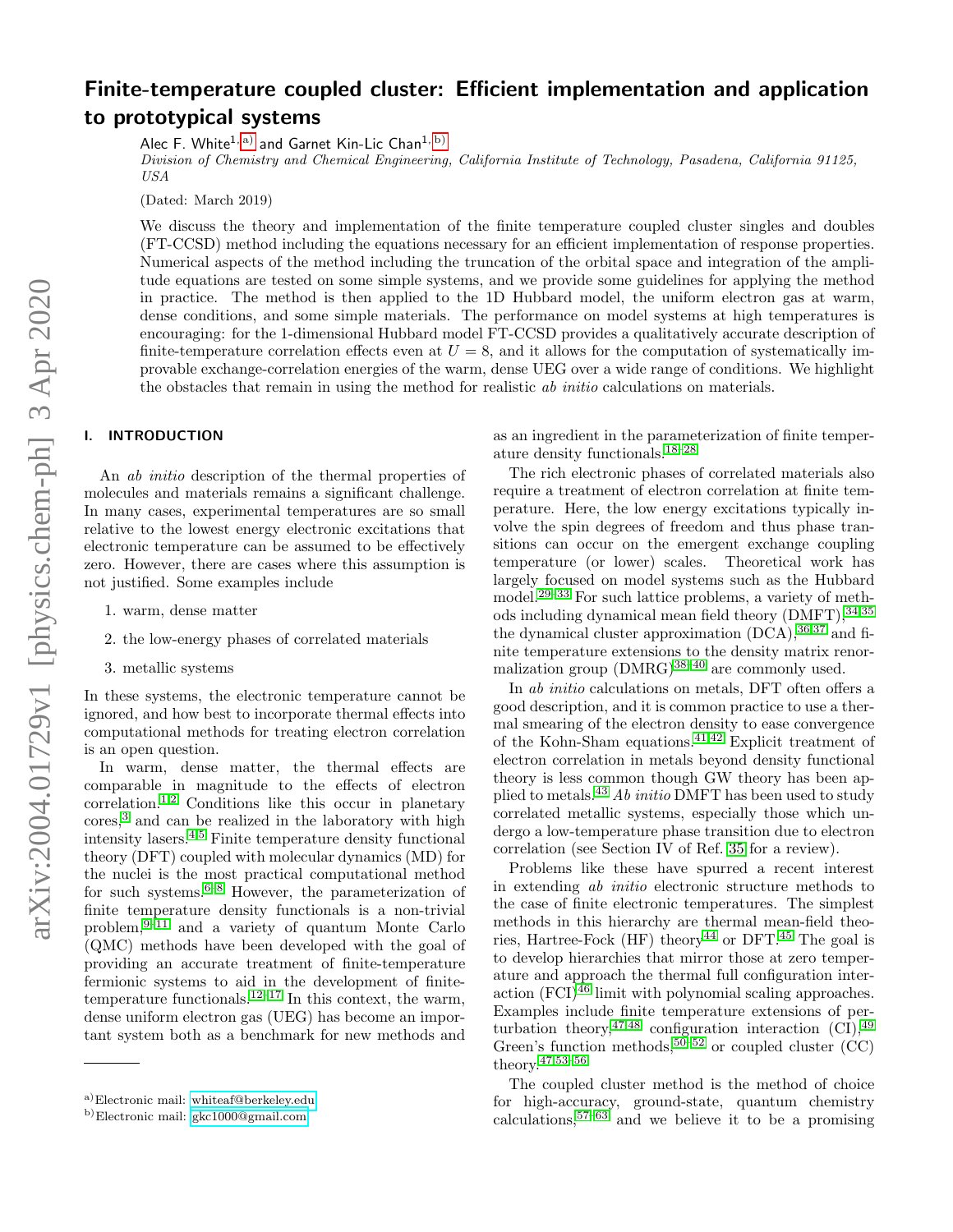# Finite-temperature coupled cluster: Efficient implementation and application to prototypical systems

Alec F. White[1,a)] and Garnet Kin-Lic Chan[1,b)]

*Division of Chemistry and Chemical Engineering, California Institute of Technology, Pasadena, California 91125, USA*

(Dated: March 2019)

We discuss the theory and implementation of the finite temperature coupled cluster singles and doubles (FT-CCSD) method including the equations necessary for an efficient implementation of response properties. Numerical aspects of the method including the truncation of the orbital space and integration of the amplitude equations are tested on some simple systems, and we provide some guidelines for applying the method in practice. The method is then applied to the 1D Hubbard model, the uniform electron gas at warm, dense conditions, and some simple materials. The performance on model systems at high temperatures is encouraging: for the 1-dimensional Hubbard model FT-CCSD provides a qualitatively accurate description of finite-temperature correlation effects even at $U = 8$, and it allows for the computation of systematically improvable exchange-correlation energies of the warm, dense UEG over a wide range of conditions. We highlight the obstacles that remain in using the method for realistic *ab initio* calculations on materials.

## I. INTRODUCTION

An *ab initio* description of the thermal properties of molecules and materials remains a significant challenge. In many cases, experimental temperatures are so small relative to the lowest energy electronic excitations that electronic temperature can be assumed to be effectively zero. However, there are cases where this assumption is not justified. Some examples include

1. warm, dense matter
2. the low-energy phases of correlated materials
3. metallic systems

In these systems, the electronic temperature cannot be ignored, and how best to incorporate thermal effects into computational methods for treating electron correlation is an open question.

In warm, dense matter, the thermal effects are comparable in magnitude to the effects of electron correlation.[1,2] Conditions like this occur in planetary cores,[3] and can be realized in the laboratory with high intensity lasers.[4,5] Finite temperature density functional theory (DFT) coupled with molecular dynamics (MD) for the nuclei is the most practical computational method for such systems.[6–8] However, the parameterization of finite temperature density functionals is a non-trivial problem,[9–11] and a variety of quantum Monte Carlo (QMC) methods have been developed with the goal of providing an accurate treatment of finite-temperature fermionic systems to aid in the development of finite-temperature functionals.[12–17] In this context, the warm, dense uniform electron gas (UEG) has become an important system both as a benchmark for new methods and as an ingredient in the parameterization of finite temperature density functionals.[18–28]

The rich electronic phases of correlated materials also require a treatment of electron correlation at finite temperature. Here, the low energy excitations typically involve the spin degrees of freedom and thus phase transitions can occur on the emergent exchange coupling temperature (or lower) scales. Theoretical work has largely focused on model systems such as the Hubbard model.[29–33] For such lattice problems, a variety of methods including dynamical mean field theory (DMFT),[34,35] the dynamical cluster approximation (DCA),[36,37] and finite temperature extensions to the density matrix renormalization group (DMRG)[38–40] are commonly used.

In *ab initio* calculations on metals, DFT often offers a good description, and it is common practice to use a thermal smearing of the electron density to ease convergence of the Kohn-Sham equations.[41,42] Explicit treatment of electron correlation in metals beyond density functional theory is less common though GW theory has been applied to metals.[43] *Ab initio* DMFT has been used to study correlated metallic systems, especially those which undergo a low-temperature phase transition due to electron correlation (see Section IV of Ref. 35 for a review).

Problems like these have spurred a recent interest in extending *ab initio* electronic structure methods to the case of finite electronic temperatures. The simplest methods in this hierarchy are thermal mean-field theories, Hartree-Fock (HF) theory[44] or DFT.[45] The goal is to develop hierarchies that mirror those at zero temperature and approach the thermal full configuration interaction (FCI)[46] limit with polynomial scaling approaches. Examples include finite temperature extensions of perturbation theory,[47,48] configuration interaction (CI),[49] Green's function methods,[50–52] or coupled cluster (CC) theory.[47,53–56]

The coupled cluster method is the method of choice for high-accuracy, ground-state, quantum chemistry calculations,[57–63] and we believe it to be a promising

---

a)Electronic mail: whiteaf@berkeley.edu

b)Electronic mail: gkc1000@gmail.com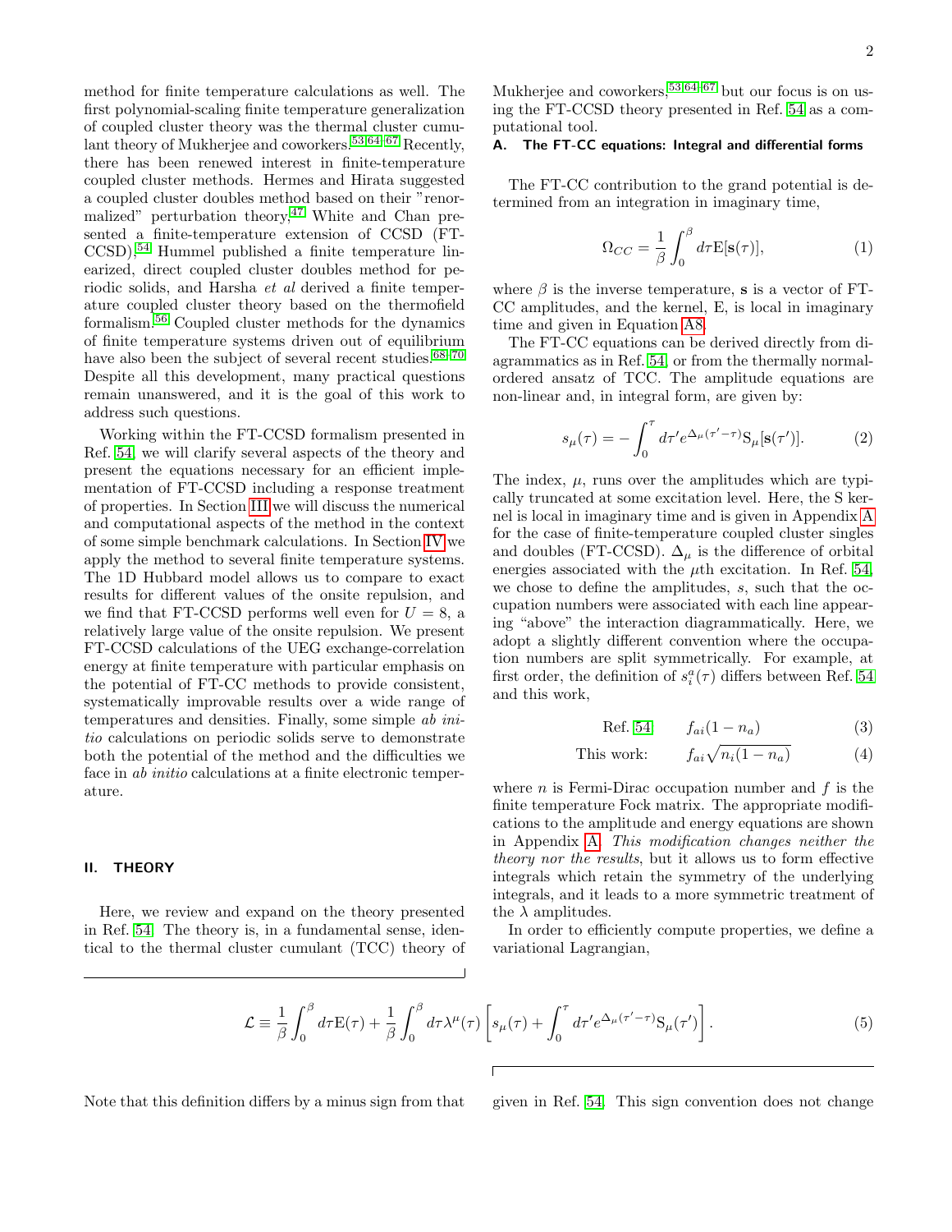method for finite temperature calculations as well. The first polynomial-scaling finite temperature generalization of coupled cluster theory was the thermal cluster cumulant theory of Mukherjee and coworkers.[53,64–67] Recently, there has been renewed interest in finite-temperature coupled cluster methods. Hermes and Hirata suggested a coupled cluster doubles method based on their "renormalized" perturbation theory,[47] White and Chan presented a finite-temperature extension of CCSD (FT-CCSD),[54] Hummel published a finite temperature linearized, direct coupled cluster doubles method for periodic solids, and Harsha *et al* derived a finite temperature coupled cluster theory based on the thermofield formalism.[56] Coupled cluster methods for the dynamics of finite temperature systems driven out of equilibrium have also been the subject of several recent studies.[68–70] Despite all this development, many practical questions remain unanswered, and it is the goal of this work to address such questions.

Working within the FT-CCSD formalism presented in Ref. 54, we will clarify several aspects of the theory and present the equations necessary for an efficient implementation of FT-CCSD including a response treatment of properties. In Section III we will discuss the numerical and computational aspects of the method in the context of some simple benchmark calculations. In Section IV we apply the method to several finite temperature systems. The 1D Hubbard model allows us to compare to exact results for different values of the onsite repulsion, and we find that FT-CCSD performs well even for $U = 8$, a relatively large value of the onsite repulsion. We present FT-CCSD calculations of the UEG exchange-correlation energy at finite temperature with particular emphasis on the potential of FT-CC methods to provide consistent, systematically improvable results over a wide range of temperatures and densities. Finally, some simple *ab initio* calculations on periodic solids serve to demonstrate both the potential of the method and the difficulties we face in *ab initio* calculations at a finite electronic temperature.

## II. THEORY

Here, we review and expand on the theory presented in Ref. 54. The theory is, in a fundamental sense, identical to the thermal cluster cumulant (TCC) theory of Mukherjee and coworkers,[53,64–67] but our focus is on using the FT-CCSD theory presented in Ref. 54 as a computational tool.

### A. The FT-CC equations: Integral and differential forms

The FT-CC contribution to the grand potential is determined from an integration in imaginary time,

$$\Omega_{CC} = \frac{1}{\beta}\int_0^{\beta} d\tau \mathrm{E}[\mathbf{s}(\tau)], \tag{1}$$

where $\beta$ is the inverse temperature, $\mathbf{s}$ is a vector of FT-CC amplitudes, and the kernel, E, is local in imaginary time and given in Equation A8.

The FT-CC equations can be derived directly from diagrammatics as in Ref. 54, or from the thermally normal-ordered ansatz of TCC. The amplitude equations are non-linear and, in integral form, are given by:

$$s_{\mu}(\tau) = -\int_0^{\tau} d\tau' e^{\Delta_{\mu}(\tau'-\tau)} \mathrm{S}_{\mu}[\mathbf{s}(\tau')]. \tag{2}$$

The index, $\mu$, runs over the amplitudes which are typically truncated at some excitation level. Here, the S kernel is local in imaginary time and is given in Appendix A for the case of finite-temperature coupled cluster singles and doubles (FT-CCSD). $\Delta_{\mu}$ is the difference of orbital energies associated with the $\mu$th excitation. In Ref. 54, we chose to define the amplitudes, $s$, such that the occupation numbers were associated with each line appearing "above" the interaction diagrammatically. Here, we adopt a slightly different convention where the occupation numbers are split symmetrically. For example, at first order, the definition of $s_i^a(\tau)$ differs between Ref. 54 and this work,

$$\text{Ref. 54} \qquad f_{ai}(1-n_a) \tag{3}$$

$$\text{This work:} \qquad f_{ai}\sqrt{n_i(1-n_a)} \tag{4}$$

where $n$ is Fermi-Dirac occupation number and $f$ is the finite temperature Fock matrix. The appropriate modifications to the amplitude and energy equations are shown in Appendix A. *This modification changes neither the theory nor the results*, but it allows us to form effective integrals which retain the symmetry of the underlying integrals, and it leads to a more symmetric treatment of the $\lambda$ amplitudes.

In order to efficiently compute properties, we define a variational Lagrangian,

$$\mathcal{L} \equiv \frac{1}{\beta}\int_0^{\beta} d\tau \mathrm{E}(\tau) + \frac{1}{\beta}\int_0^{\beta} d\tau \lambda^{\mu}(\tau)\left[s_{\mu}(\tau) + \int_0^{\tau} d\tau' e^{\Delta_{\mu}(\tau'-\tau)}\mathrm{S}_{\mu}(\tau')\right]. \tag{5}$$

Note that this definition differs by a minus sign from that given in Ref. 54. This sign convention does not change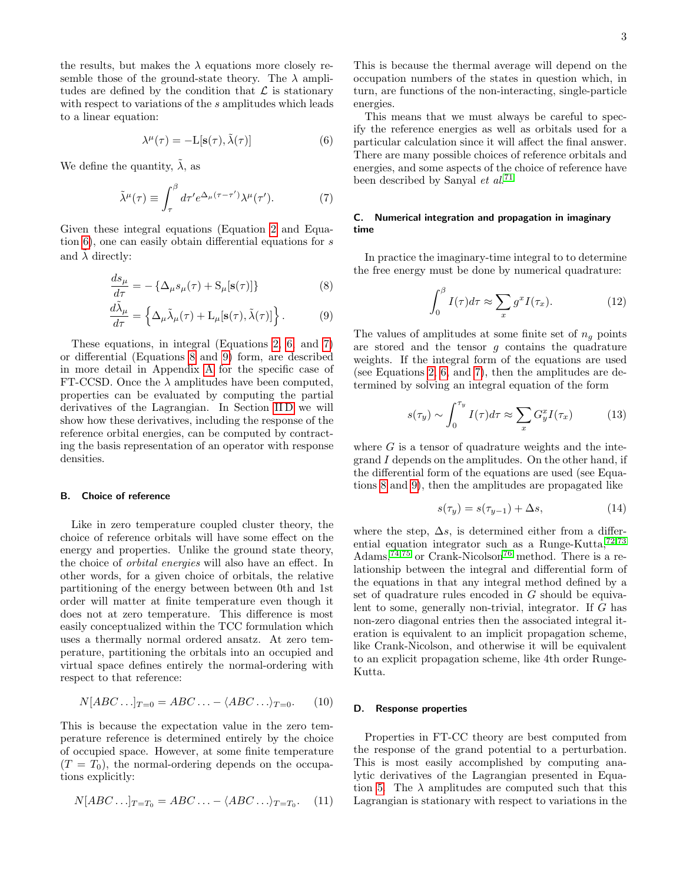the results, but makes the $\lambda$ equations more closely resemble those of the ground-state theory. The $\lambda$ amplitudes are defined by the condition that $\mathcal{L}$ is stationary with respect to variations of the $s$ amplitudes which leads to a linear equation:

$$\lambda^{\mu}(\tau) = -\mathrm{L}[\mathbf{s}(\tau), \tilde{\lambda}(\tau)] \tag{6}$$

We define the quantity, $\tilde{\lambda}$, as

$$\tilde{\lambda}^{\mu}(\tau) \equiv \int_{\tau}^{\beta} d\tau' e^{\Delta_{\mu}(\tau-\tau')}\lambda^{\mu}(\tau'). \tag{7}$$

Given these integral equations (Equation 2 and Equation 6), one can easily obtain differential equations for $s$ and $\lambda$ directly:

$$\frac{ds_{\mu}}{d\tau} = -\left\{\Delta_{\mu}s_{\mu}(\tau) + \mathrm{S}_{\mu}[\mathbf{s}(\tau)]\right\} \tag{8}$$

$$\frac{d\tilde{\lambda}_{\mu}}{d\tau} = \left\{\Delta_{\mu}\tilde{\lambda}_{\mu}(\tau) + \mathrm{L}_{\mu}[\mathbf{s}(\tau), \tilde{\lambda}(\tau)]\right\}. \tag{9}$$

These equations, in integral (Equations 2, 6, and 7) or differential (Equations 8 and 9) form, are described in more detail in Appendix A for the specific case of FT-CCSD. Once the $\lambda$ amplitudes have been computed, properties can be evaluated by computing the partial derivatives of the Lagrangian. In Section II D we will show how these derivatives, including the response of the reference orbital energies, can be computed by contracting the basis representation of an operator with response densities.

### B. Choice of reference

Like in zero temperature coupled cluster theory, the choice of reference orbitals will have some effect on the energy and properties. Unlike the ground state theory, the choice of *orbital energies* will also have an effect. In other words, for a given choice of orbitals, the relative partitioning of the energy between between 0th and 1st order will matter at finite temperature even though it does not at zero temperature. This difference is most easily conceptualized within the TCC formulation which uses a thermally normal ordered ansatz. At zero temperature, partitioning the orbitals into an occupied and virtual space defines entirely the normal-ordering with respect to that reference:

$$N[ABC\ldots]_{T=0} = ABC\ldots - \langle ABC\ldots\rangle_{T=0}. \tag{10}$$

This is because the expectation value in the zero temperature reference is determined entirely by the choice of occupied space. However, at some finite temperature ($T = T_0$), the normal-ordering depends on the occupations explicitly:

$$N[ABC\ldots]_{T=T_0} = ABC\ldots - \langle ABC\ldots\rangle_{T=T_0}. \tag{11}$$

This is because the thermal average will depend on the occupation numbers of the states in question which, in turn, are functions of the non-interacting, single-particle energies.

This means that we must always be careful to specify the reference energies as well as orbitals used for a particular calculation since it will affect the final answer. There are many possible choices of reference orbitals and energies, and some aspects of the choice of reference have been described by Sanyal *et al.*[71]

### C. Numerical integration and propagation in imaginary time

In practice the imaginary-time integral to to determine the free energy must be done by numerical quadrature:

$$\int_0^{\beta} I(\tau)d\tau \approx \sum_x g^x I(\tau_x). \tag{12}$$

The values of amplitudes at some finite set of $n_g$ points are stored and the tensor $g$ contains the quadrature weights. If the integral form of the equations are used (see Equations 2, 6, and 7), then the amplitudes are determined by solving an integral equation of the form

$$s(\tau_y) \sim \int_0^{\tau_y} I(\tau)d\tau \approx \sum_x G_y^x I(\tau_x) \tag{13}$$

where $G$ is a tensor of quadrature weights and the integrand $I$ depends on the amplitudes. On the other hand, if the differential form of the equations are used (see Equations 8 and 9), then the amplitudes are propagated like

$$s(\tau_y) = s(\tau_{y-1}) + \Delta s, \tag{14}$$

where the step, $\Delta s$, is determined either from a differential equation integrator such as a Runge-Kutta,[72,73] Adams,[74,75] or Crank-Nicolson[76] method. There is a relationship between the integral and differential form of the equations in that any integral method defined by a set of quadrature rules encoded in $G$ should be equivalent to some, generally non-trivial, integrator. If $G$ has non-zero diagonal entries then the associated integral iteration is equivalent to an implicit propagation scheme, like Crank-Nicolson, and otherwise it will be equivalent to an explicit propagation scheme, like 4th order Runge-Kutta.

### D. Response properties

Properties in FT-CC theory are best computed from the response of the grand potential to a perturbation. This is most easily accomplished by computing analytic derivatives of the Lagrangian presented in Equation 5. The $\lambda$ amplitudes are computed such that this Lagrangian is stationary with respect to variations in the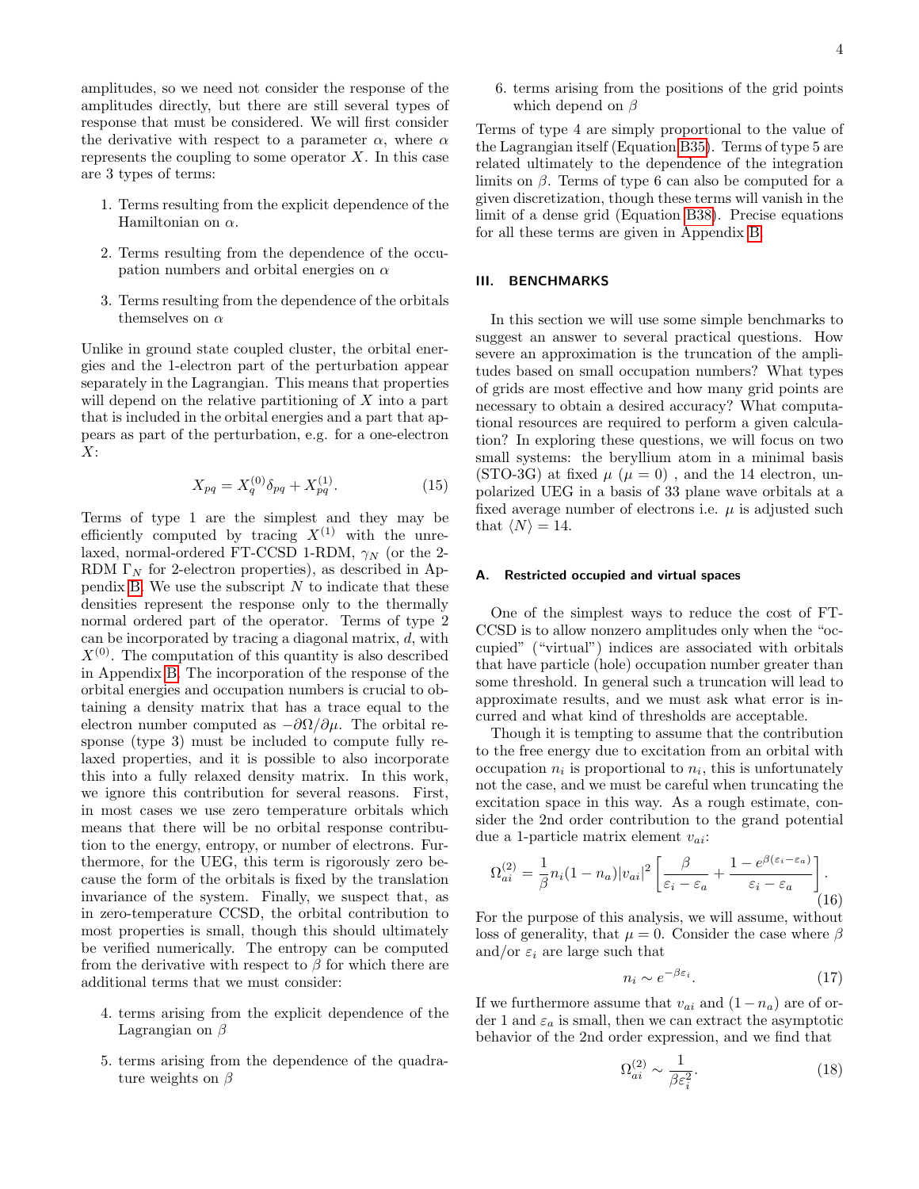amplitudes, so we need not consider the response of the amplitudes directly, but there are still several types of response that must be considered. We will first consider the derivative with respect to a parameter $\alpha$, where $\alpha$ represents the coupling to some operator $X$. In this case are 3 types of terms:

1. Terms resulting from the explicit dependence of the Hamiltonian on $\alpha$.
2. Terms resulting from the dependence of the occupation numbers and orbital energies on $\alpha$
3. Terms resulting from the dependence of the orbitals themselves on $\alpha$

Unlike in ground state coupled cluster, the orbital energies and the 1-electron part of the perturbation appear separately in the Lagrangian. This means that properties will depend on the relative partitioning of $X$ into a part that is included in the orbital energies and a part that appears as part of the perturbation, e.g. for a one-electron $X$:

$$X_{pq} = X^{(0)}_q \delta_{pq} + X^{(1)}_{pq}. \tag{15}$$

Terms of type 1 are the simplest and they may be efficiently computed by tracing $X^{(1)}$ with the unrelaxed, normal-ordered FT-CCSD 1-RDM, $\gamma_N$ (or the 2-RDM $\Gamma_N$ for 2-electron properties), as described in Appendix B. We use the subscript $N$ to indicate that these densities represent the response only to the thermally normal ordered part of the operator. Terms of type 2 can be incorporated by tracing a diagonal matrix, $d$, with $X^{(0)}$. The computation of this quantity is also described in Appendix B. The incorporation of the response of the orbital energies and occupation numbers is crucial to obtaining a density matrix that has a trace equal to the electron number computed as $-\partial\Omega/\partial\mu$. The orbital response (type 3) must be included to compute fully relaxed properties, and it is possible to also incorporate this into a fully relaxed density matrix. In this work, we ignore this contribution for several reasons. First, in most cases we use zero temperature orbitals which means that there will be no orbital response contribution to the energy, entropy, or number of electrons. Furthermore, for the UEG, this term is rigorously zero because the form of the orbitals is fixed by the translation invariance of the system. Finally, we suspect that, as in zero-temperature CCSD, the orbital contribution to most properties is small, though this should ultimately be verified numerically. The entropy can be computed from the derivative with respect to $\beta$ for which there are additional terms that we must consider:

4. terms arising from the explicit dependence of the Lagrangian on $\beta$
5. terms arising from the dependence of the quadrature weights on $\beta$
6. terms arising from the positions of the grid points which depend on $\beta$

Terms of type 4 are simply proportional to the value of the Lagrangian itself (Equation B35). Terms of type 5 are related ultimately to the dependence of the integration limits on $\beta$. Terms of type 6 can also be computed for a given discretization, though these terms will vanish in the limit of a dense grid (Equation B38). Precise equations for all these terms are given in Appendix B.

## III. BENCHMARKS

In this section we will use some simple benchmarks to suggest an answer to several practical questions. How severe an approximation is the truncation of the amplitudes based on small occupation numbers? What types of grids are most effective and how many grid points are necessary to obtain a desired accuracy? What computational resources are required to perform a given calculation? In exploring these questions, we will focus on two small systems: the beryllium atom in a minimal basis (STO-3G) at fixed $\mu$ ($\mu = 0$) , and the 14 electron, unpolarized UEG in a basis of 33 plane wave orbitals at a fixed average number of electrons i.e. $\mu$ is adjusted such that $\langle N \rangle = 14$.

### A. Restricted occupied and virtual spaces

One of the simplest ways to reduce the cost of FT-CCSD is to allow nonzero amplitudes only when the "occupied" ("virtual") indices are associated with orbitals that have particle (hole) occupation number greater than some threshold. In general such a truncation will lead to approximate results, and we must ask what error is incurred and what kind of thresholds are acceptable.

Though it is tempting to assume that the contribution to the free energy due to excitation from an orbital with occupation $n_i$ is proportional to $n_i$, this is unfortunately not the case, and we must be careful when truncating the excitation space in this way. As a rough estimate, consider the 2nd order contribution to the grand potential due a 1-particle matrix element $v_{ai}$:

$$\Omega^{(2)}_{ai} = \frac{1}{\beta} n_i(1-n_a)|v_{ai}|^2 \left[\frac{\beta}{\varepsilon_i - \varepsilon_a} + \frac{1 - e^{\beta(\varepsilon_i - \varepsilon_a)}}{\varepsilon_i - \varepsilon_a}\right]. \tag{16}$$

For the purpose of this analysis, we will assume, without loss of generality, that $\mu = 0$. Consider the case where $\beta$ and/or $\varepsilon_i$ are large such that

$$n_i \sim e^{-\beta\varepsilon_i}. \tag{17}$$

If we furthermore assume that $v_{ai}$ and $(1 - n_a)$ are of order 1 and $\varepsilon_a$ is small, then we can extract the asymptotic behavior of the 2nd order expression, and we find that

$$\Omega^{(2)}_{ai} \sim \frac{1}{\beta\varepsilon_i^2}. \tag{18}$$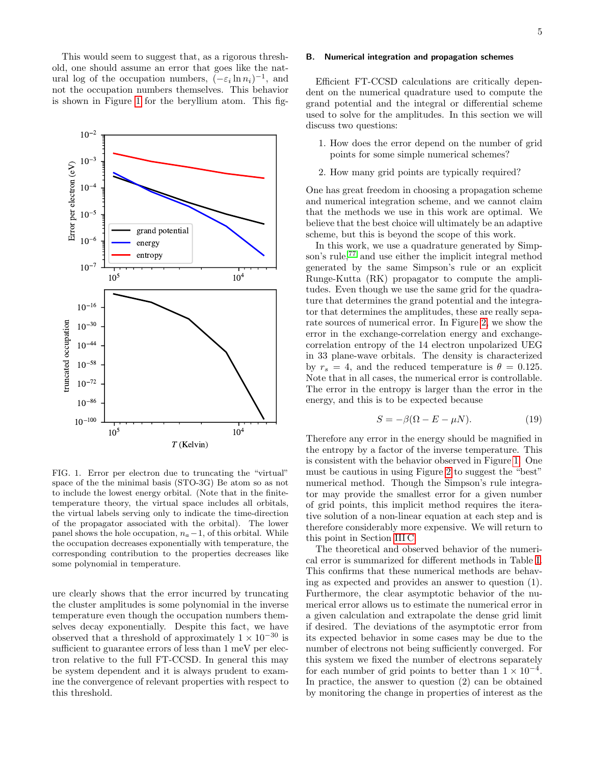This would seem to suggest that, as a rigorous threshold, one should assume an error that goes like the natural log of the occupation numbers, $(-\varepsilon_i \ln n_i)^{-1}$, and not the occupation numbers themselves. This behavior is shown in Figure 1 for the beryllium atom. This figure clearly shows that the error incurred by truncating the cluster amplitudes is some polynomial in the inverse temperature even though the occupation numbers themselves decay exponentially. Despite this fact, we have observed that a threshold of approximately $1 \times 10^{-30}$ is sufficient to guarantee errors of less than 1 meV per electron relative to the full FT-CCSD. In general this may be system dependent and it is always prudent to examine the convergence of relevant properties with respect to this threshold.

FIG. 1. Error per electron due to truncating the "virtual" space of the the minimal basis (STO-3G) Be atom so as not to include the lowest energy orbital. (Note that in the finite-temperature theory, the virtual space includes all orbitals, the virtual labels serving only to indicate the time-direction of the propagator associated with the orbital). The lower panel shows the hole occupation, $n_a - 1$, of this orbital. While the occupation decreases exponentially with temperature, the corresponding contribution to the properties decreases like some polynomial in temperature.

### B. Numerical integration and propagation schemes

Efficient FT-CCSD calculations are critically dependent on the numerical quadrature used to compute the grand potential and the integral or differential scheme used to solve for the amplitudes. In this section we will discuss two questions:

1. How does the error depend on the number of grid points for some simple numerical schemes?
2. How many grid points are typically required?

One has great freedom in choosing a propagation scheme and numerical integration scheme, and we cannot claim that the methods we use in this work are optimal. We believe that the best choice will ultimately be an adaptive scheme, but this is beyond the scope of this work.

In this work, we use a quadrature generated by Simpson's rule,[77] and use either the implicit integral method generated by the same Simpson's rule or an explicit Runge-Kutta (RK) propagator to compute the amplitudes. Even though we use the same grid for the quadrature that determines the grand potential and the integrator that determines the amplitudes, these are really separate sources of numerical error. In Figure 2, we show the error in the exchange-correlation energy and exchange-correlation entropy of the 14 electron unpolarized UEG in 33 plane-wave orbitals. The density is characterized by $r_s = 4$, and the reduced temperature is $\theta = 0.125$. Note that in all cases, the numerical error is controllable. The error in the entropy is larger than the error in the energy, and this is to be expected because

$$S = -\beta(\Omega - E - \mu N). \tag{19}$$

Therefore any error in the energy should be magnified in the entropy by a factor of the inverse temperature. This is consistent with the behavior observed in Figure 1. One must be cautious in using Figure 2 to suggest the "best" numerical method. Though the Simpson's rule integrator may provide the smallest error for a given number of grid points, this implicit method requires the iterative solution of a non-linear equation at each step and is therefore considerably more expensive. We will return to this point in Section III C.

The theoretical and observed behavior of the numerical error is summarized for different methods in Table I. This confirms that these numerical methods are behaving as expected and provides an answer to question (1). Furthermore, the clear asymptotic behavior of the numerical error allows us to estimate the numerical error in a given calculation and extrapolate the dense grid limit if desired. The deviations of the asymptotic error from its expected behavior in some cases may be due to the number of electrons not being sufficiently converged. For this system we fixed the number of electrons separately for each number of grid points to better than $1 \times 10^{-4}$. In practice, the answer to question (2) can be obtained by monitoring the change in properties of interest as the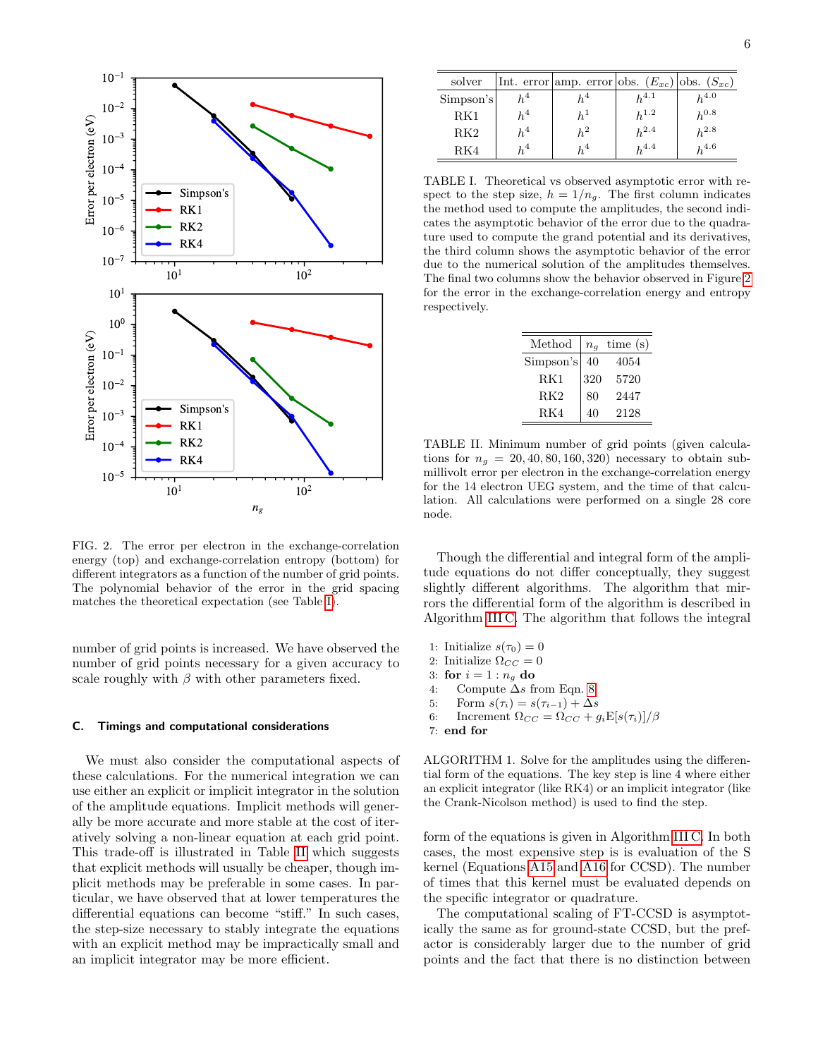FIG. 2. The error per electron in the exchange-correlation energy (top) and exchange-correlation entropy (bottom) for different integrators as a function of the number of grid points. The polynomial behavior of the error in the grid spacing matches the theoretical expectation (see Table I).

number of grid points is increased. We have observed the number of grid points necessary for a given accuracy to scale roughly with $\beta$ with other parameters fixed.

### C. Timings and computational considerations

We must also consider the computational aspects of these calculations. For the numerical integration we can use either an explicit or implicit integrator in the solution of the amplitude equations. Implicit methods will generally be more accurate and more stable at the cost of iteratively solving a non-linear equation at each grid point. This trade-off is illustrated in Table II which suggests that explicit methods will usually be cheaper, though implicit methods may be preferable in some cases. In particular, we have observed that at lower temperatures the differential equations can become "stiff." In such cases, the step-size necessary to stably integrate the equations with an explicit method may be impractically small and an implicit integrator may be more efficient.

| solver | Int. error | amp. error | obs. ($E_{xc}$) | obs. ($S_{xc}$) |
|---|---|---|---|---|
| Simpson's | $h^4$ | $h^4$ | $h^{4.1}$ | $h^{4.0}$ |
| RK1 | $h^4$ | $h^1$ | $h^{1.2}$ | $h^{0.8}$ |
| RK2 | $h^4$ | $h^2$ | $h^{2.4}$ | $h^{2.8}$ |
| RK4 | $h^4$ | $h^4$ | $h^{4.4}$ | $h^{4.6}$ |

TABLE I. Theoretical vs observed asymptotic error with respect to the step size, $h = 1/n_g$. The first column indicates the method used to compute the amplitudes, the second indicates the asymptotic behavior of the error due to the quadrature used to compute the grand potential and its derivatives, the third column shows the asymptotic behavior of the error due to the numerical solution of the amplitudes themselves. The final two columns show the behavior observed in Figure 2 for the error in the exchange-correlation energy and entropy respectively.

| Method | $n_g$ | time (s) |
|---|---|---|
| Simpson's | 40 | 4054 |
| RK1 | 320 | 5720 |
| RK2 | 80 | 2447 |
| RK4 | 40 | 2128 |

TABLE II. Minimum number of grid points (given calculations for $n_g = 20, 40, 80, 160, 320$) necessary to obtain sub-millivolt error per electron in the exchange-correlation energy for the 14 electron UEG system, and the time of that calculation. All calculations were performed on a single 28 core node.

Though the differential and integral form of the amplitude equations do not differ conceptually, they suggest slightly different algorithms. The algorithm that mirrors the differential form of the algorithm is described in Algorithm III C. The algorithm that follows the integral form of the equations is given in Algorithm III C. In both cases, the most expensive step is is evaluation of the S kernel (Equations A15 and A16 for CCSD). The number of times that this kernel must be evaluated depends on the specific integrator or quadrature.

```
1: Initialize s(τ_0) = 0
2: Initialize Ω_CC = 0
3: for i = 1 : n_g do
4:     Compute Δs from Eqn. 8
5:     Form s(τ_i) = s(τ_{i−1}) + Δs
6:     Increment Ω_CC = Ω_CC + g_i E[s(τ_i)]/β
7: end for
```

ALGORITHM 1. Solve for the amplitudes using the differential form of the equations. The key step is line 4 where either an explicit integrator (like RK4) or an implicit integrator (like the Crank-Nicolson method) is used to find the step.

The computational scaling of FT-CCSD is asymptotically the same as for ground-state CCSD, but the prefactor is considerably larger due to the number of grid points and the fact that there is no distinction between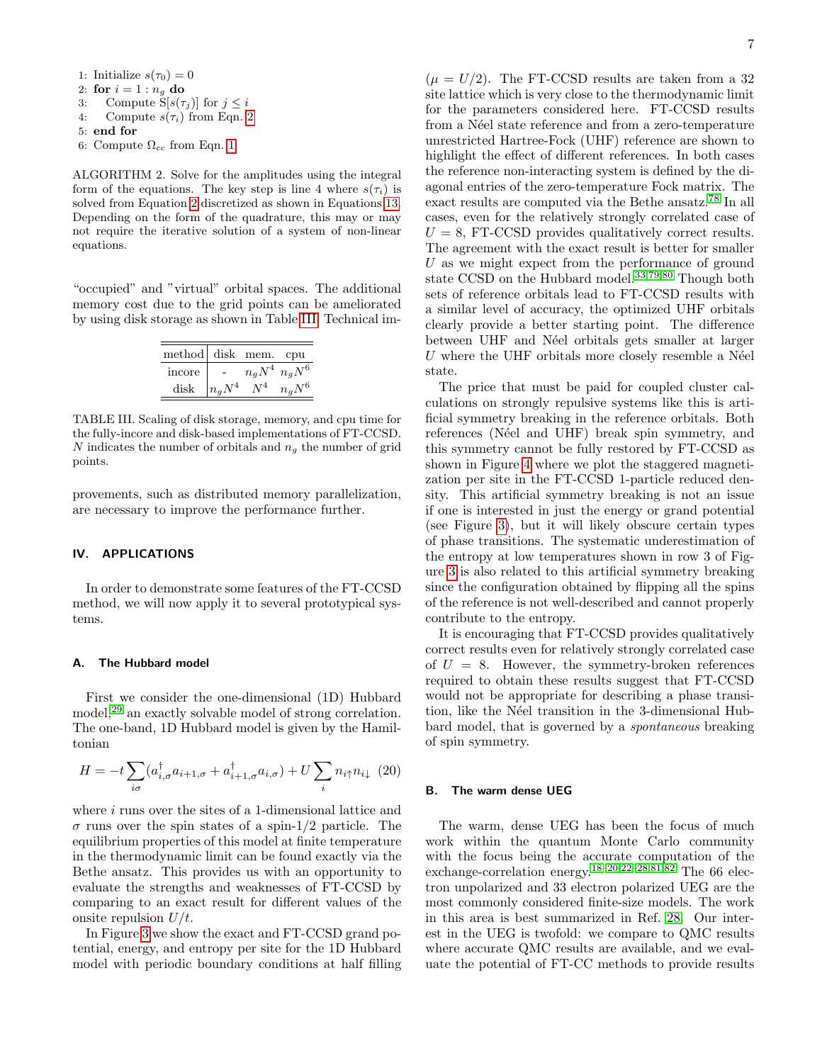1: Initialize $s(\tau_0) = 0$
2: **for** $i = 1 : n_g$ **do**
3: Compute $S[s(\tau_j)]$ for $j \leq i$
4: Compute $s(\tau_i)$ from Eqn. 2
5: **end for**
6: Compute $\Omega_{cc}$ from Eqn. 1

ALGORITHM 2. Solve for the amplitudes using the integral form of the equations. The key step is line 4 where $s(\tau_i)$ is solved from Equation 2 discretized as shown in Equations 13. Depending on the form of the quadrature, this may or may not require the iterative solution of a system of non-linear equations.

"occupied" and "virtual" orbital spaces. The additional memory cost due to the grid points can be ameliorated by using disk storage as shown in Table III. Technical improvements, such as distributed memory parallelization, are necessary to improve the performance further.

| method | disk | mem. | cpu |
|---|---|---|---|
| incore | - | $n_g N^4$ | $n_g N^6$ |
| disk | $n_g N^4$ | $N^4$ | $n_g N^6$ |

TABLE III. Scaling of disk storage, memory, and cpu time for the fully-incore and disk-based implementations of FT-CCSD. $N$ indicates the number of orbitals and $n_g$ the number of grid points.

## IV. APPLICATIONS

In order to demonstrate some features of the FT-CCSD method, we will now apply it to several prototypical systems.

### A. The Hubbard model

First we consider the one-dimensional (1D) Hubbard model,[29] an exactly solvable model of strong correlation. The one-band, 1D Hubbard model is given by the Hamiltonian

$$H = -t \sum_{i\sigma} (a^\dagger_{i,\sigma} a_{i+1,\sigma} + a^\dagger_{i+1,\sigma} a_{i,\sigma}) + U \sum_i n_{i\uparrow} n_{i\downarrow} \quad (20)$$

where $i$ runs over the sites of a 1-dimensional lattice and $\sigma$ runs over the spin states of a spin-1/2 particle. The equilibrium properties of this model at finite temperature in the thermodynamic limit can be found exactly via the Bethe ansatz. This provides us with an opportunity to evaluate the strengths and weaknesses of FT-CCSD by comparing to an exact result for different values of the onsite repulsion $U/t$.

In Figure 3 we show the exact and FT-CCSD grand potential, energy, and entropy per site for the 1D Hubbard model with periodic boundary conditions at half filling ($\mu = U/2$). The FT-CCSD results are taken from a 32 site lattice which is very close to the thermodynamic limit for the parameters considered here. FT-CCSD results from a Néel state reference and from a zero-temperature unrestricted Hartree-Fock (UHF) reference are shown to highlight the effect of different references. In both cases the reference non-interacting system is defined by the diagonal entries of the zero-temperature Fock matrix. The exact results are computed via the Bethe ansatz.[78] In all cases, even for the relatively strongly correlated case of $U = 8$, FT-CCSD provides qualitatively correct results. The agreement with the exact result is better for smaller $U$ as we might expect from the performance of ground state CCSD on the Hubbard model.[33,79,80] Though both sets of reference orbitals lead to FT-CCSD results with a similar level of accuracy, the optimized UHF orbitals clearly provide a better starting point. The difference between UHF and Néel orbitals gets smaller at larger $U$ where the UHF orbitals more closely resemble a Néel state.

The price that must be paid for coupled cluster calculations on strongly repulsive systems like this is artificial symmetry breaking in the reference orbitals. Both references (Néel and UHF) break spin symmetry, and this symmetry cannot be fully restored by FT-CCSD as shown in Figure 4 where we plot the staggered magnetization per site in the FT-CCSD 1-particle reduced density. This artificial symmetry breaking is not an issue if one is interested in just the energy or grand potential (see Figure 3), but it will likely obscure certain types of phase transitions. The systematic underestimation of the entropy at low temperatures shown in row 3 of Figure 3 is also related to this artificial symmetry breaking since the configuration obtained by flipping all the spins of the reference is not well-described and cannot properly contribute to the entropy.

It is encouraging that FT-CCSD provides qualitatively correct results even for relatively strongly correlated case of $U = 8$. However, the symmetry-broken references required to obtain these results suggest that FT-CCSD would not be appropriate for describing a phase transition, like the Néel transition in the 3-dimensional Hubbard model, that is governed by a *spontaneous* breaking of spin symmetry.

### B. The warm dense UEG

The warm, dense UEG has been the focus of much work within the quantum Monte Carlo community with the focus being the accurate computation of the exchange-correlation energy.[18–20,22–28,81,82] The 66 electron unpolarized and 33 electron polarized UEG are the most commonly considered finite-size models. The work in this area is best summarized in Ref. 28. Our interest in the UEG is twofold: we compare to QMC results where accurate QMC results are available, and we evaluate the potential of FT-CC methods to provide results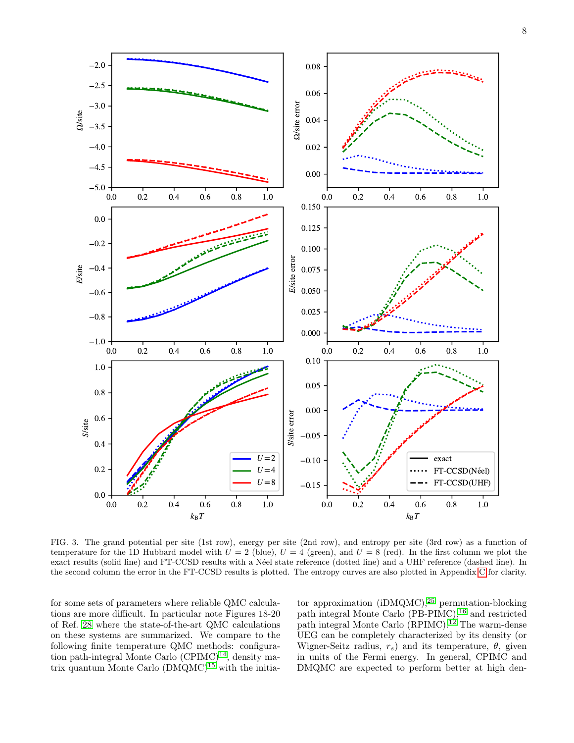FIG. 3. The grand potential per site (1st row), energy per site (2nd row), and entropy per site (3rd row) as a function of temperature for the 1D Hubbard model with $U = 2$ (blue), $U = 4$ (green), and $U = 8$ (red). In the first column we plot the exact results (solid line) and FT-CCSD results with a Néel state reference (dotted line) and a UHF reference (dashed line). In the second column the error in the FT-CCSD results is plotted. The entropy curves are also plotted in Appendix C for clarity.

for some sets of parameters where reliable QMC calculations are more difficult. In particular note Figures 18-20 of Ref. [28] where the state-of-the-art QMC calculations on these systems are summarized. We compare to the following finite temperature QMC methods: configuration path-integral Monte Carlo (CPIMC)[14], density matrix quantum Monte Carlo (DMQMC)[15] with the initiator approximation (iDMQMC),[25] permutation-blocking path integral Monte Carlo (PB-PIMC),[16] and restricted path integral Monte Carlo (RPIMC).[12] The warm-dense UEG can be completely characterized by its density (or Wigner-Seitz radius, $r_s$) and its temperature, $\theta$, given in units of the Fermi energy. In general, CPIMC and DMQMC are expected to perform better at high den-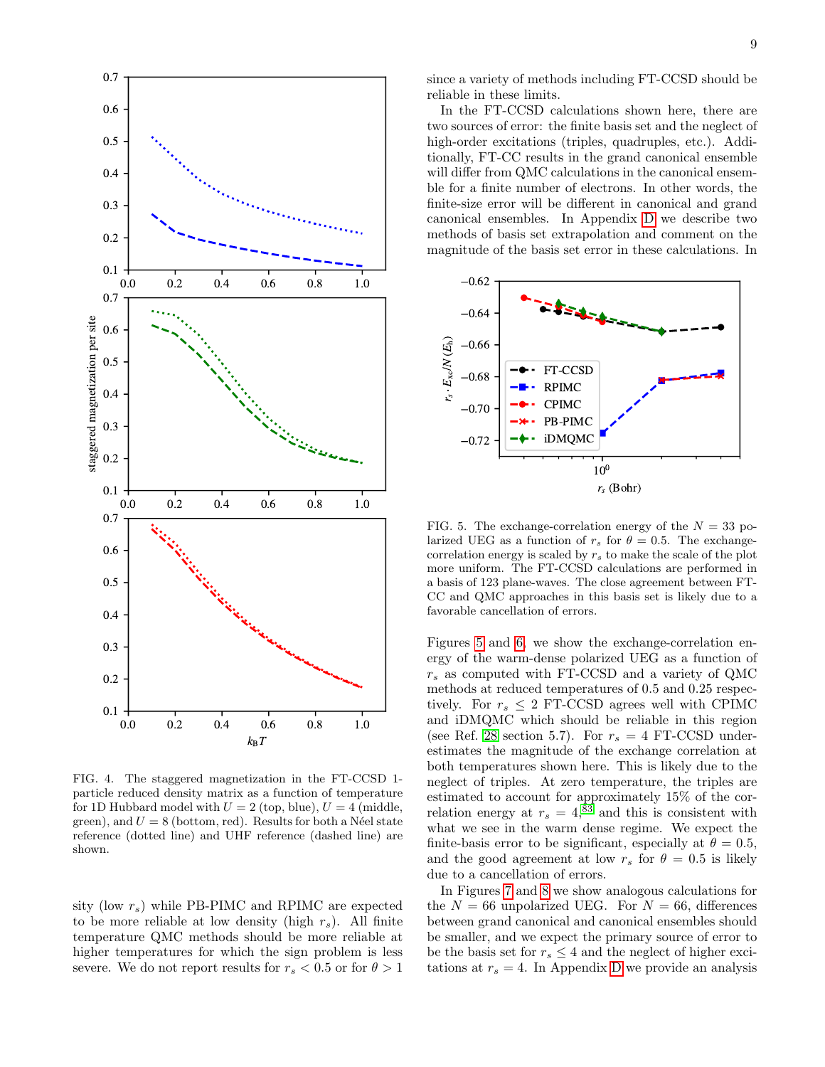FIG. 4. The staggered magnetization in the FT-CCSD 1-particle reduced density matrix as a function of temperature for 1D Hubbard model with $U = 2$ (top, blue), $U = 4$ (middle, green), and $U = 8$ (bottom, red). Results for both a Néel state reference (dotted line) and UHF reference (dashed line) are shown.

sity (low $r_s$) while PB-PIMC and RPIMC are expected to be more reliable at low density (high $r_s$). All finite temperature QMC methods should be more reliable at higher temperatures for which the sign problem is less severe. We do not report results for $r_s < 0.5$ or for $\theta > 1$ since a variety of methods including FT-CCSD should be reliable in these limits.

In the FT-CCSD calculations shown here, there are two sources of error: the finite basis set and the neglect of high-order excitations (triples, quadruples, etc.). Additionally, FT-CC results in the grand canonical ensemble will differ from QMC calculations in the canonical ensemble for a finite number of electrons. In other words, the finite-size error will be different in canonical and grand canonical ensembles. In Appendix D we describe two methods of basis set extrapolation and comment on the magnitude of the basis set error in these calculations. In Figures 5 and 6, we show the exchange-correlation energy of the warm-dense polarized UEG as a function of $r_s$ as computed with FT-CCSD and a variety of QMC methods at reduced temperatures of 0.5 and 0.25 respectively. For $r_s \leq 2$ FT-CCSD agrees well with CPIMC and iDMQMC which should be reliable in this region (see Ref. [28] section 5.7). For $r_s = 4$ FT-CCSD underestimates the magnitude of the exchange correlation at both temperatures shown here. This is likely due to the neglect of triples. At zero temperature, the triples are estimated to account for approximately 15% of the correlation energy at $r_s = 4$,[83] and this is consistent with what we see in the warm dense regime. We expect the finite-basis error to be significant, especially at $\theta = 0.5$, and the good agreement at low $r_s$ for $\theta = 0.5$ is likely due to a cancellation of errors.

FIG. 5. The exchange-correlation energy of the $N = 33$ polarized UEG as a function of $r_s$ for $\theta = 0.5$. The exchange-correlation energy is scaled by $r_s$ to make the scale of the plot more uniform. The FT-CCSD calculations are performed in a basis of 123 plane-waves. The close agreement between FT-CC and QMC approaches in this basis set is likely due to a favorable cancellation of errors.

In Figures 7 and 8 we show analogous calculations for the $N = 66$ unpolarized UEG. For $N = 66$, differences between grand canonical and canonical ensembles should be smaller, and we expect the primary source of error to be the basis set for $r_s \leq 4$ and the neglect of higher excitations at $r_s = 4$. In Appendix D we provide an analysis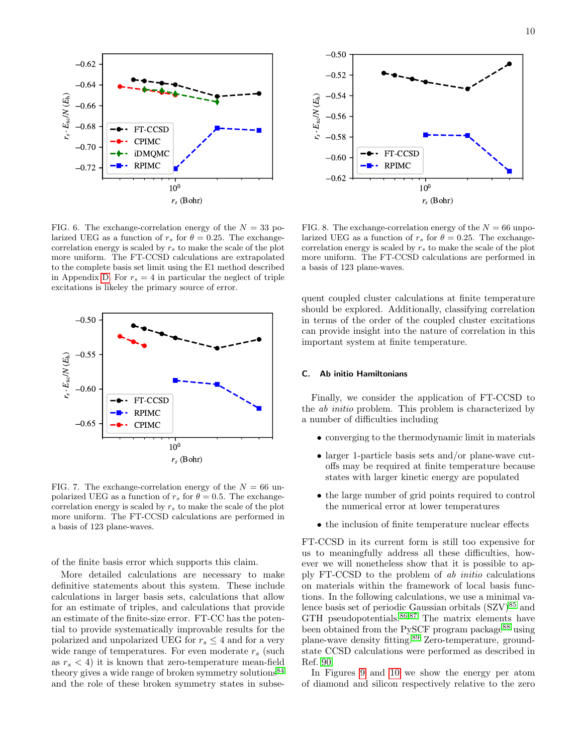FIG. 6. The exchange-correlation energy of the $N = 33$ polarized UEG as a function of $r_s$ for $\theta = 0.25$. The exchange-correlation energy is scaled by $r_s$ to make the scale of the plot more uniform. The FT-CCSD calculations are extrapolated to the complete basis set limit using the E1 method described in Appendix D. For $r_s = 4$ in particular the neglect of triple excitations is likeley the primary source of error.

FIG. 7. The exchange-correlation energy of the $N = 66$ unpolarized UEG as a function of $r_s$ for $\theta = 0.5$. The exchange-correlation energy is scaled by $r_s$ to make the scale of the plot more uniform. The FT-CCSD calculations are performed in a basis of 123 plane-waves.

of the finite basis error which supports this claim.

More detailed calculations are necessary to make definitive statements about this system. These include calculations in larger basis sets, calculations that allow for an estimate of triples, and calculations that provide an estimate of the finite-size error. FT-CC has the potential to provide systematically improvable results for the polarized and unpolarized UEG for $r_s \leq 4$ and for a very wide range of temperatures. For even moderate $r_s$ (such as $r_s < 4$) it is known that zero-temperature mean-field theory gives a wide range of broken symmetry solutions[84] and the role of these broken symmetry states in subsequent coupled cluster calculations at finite temperature should be explored. Additionally, classifying correlation in terms of the order of the coupled cluster excitations can provide insight into the nature of correlation in this important system at finite temperature.

FIG. 8. The exchange-correlation energy of the $N = 66$ unpolarized UEG as a function of $r_s$ for $\theta = 0.25$. The exchange-correlation energy is scaled by $r_s$ to make the scale of the plot more uniform. The FT-CCSD calculations are performed in a basis of 123 plane-waves.

### C. Ab initio Hamiltonians

Finally, we consider the application of FT-CCSD to the *ab initio* problem. This problem is characterized by a number of difficulties including

- converging to the thermodynamic limit in materials
- larger 1-particle basis sets and/or plane-wave cutoffs may be required at finite temperature because states with larger kinetic energy are populated
- the large number of grid points required to control the numerical error at lower temperatures
- the inclusion of finite temperature nuclear effects

FT-CCSD in its current form is still too expensive for us to meaningfully address all these difficulties, however we will nonetheless show that it is possible to apply FT-CCSD to the problem of *ab initio* calculations on materials within the framework of local basis functions. In the following calculations, we use a minimal valence basis set of periodic Gaussian orbitals (SZV)[85] and GTH pseudopotentials.[86,87] The matrix elements have been obtained from the PySCF program package[88] using plane-wave density fitting.[89] Zero-temperature, ground-state CCSD calculations were performed as described in Ref. 90.

In Figures 9 and 10 we show the energy per atom of diamond and silicon respectively relative to the zero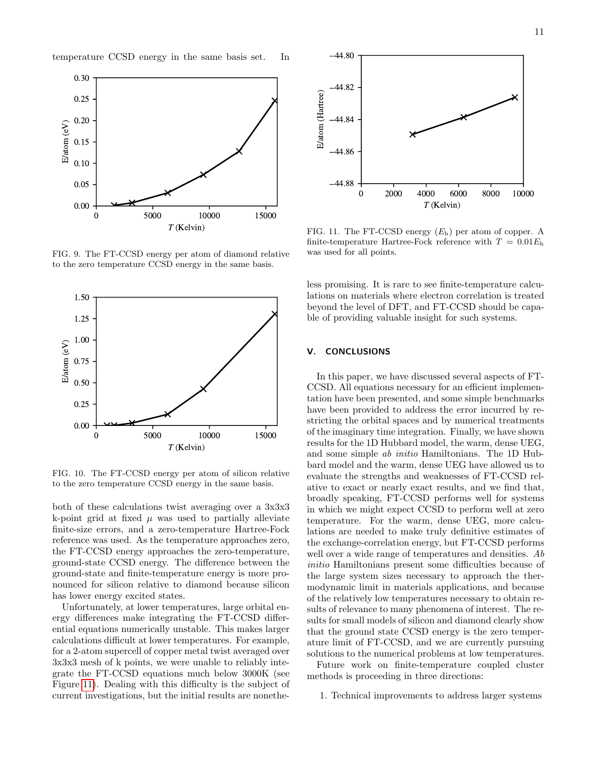temperature CCSD energy in the same basis set. In both of these calculations twist averaging over a 3x3x3 k-point grid at fixed $\mu$ was used to partially alleviate finite-size errors, and a zero-temperature Hartree-Fock reference was used. As the temperature approaches zero, the FT-CCSD energy approaches the zero-temperature, ground-state CCSD energy. The difference between the ground-state and finite-temperature energy is more pronounced for silicon relative to diamond because silicon has lower energy excited states.

FIG. 9. The FT-CCSD energy per atom of diamond relative to the zero temperature CCSD energy in the same basis.

FIG. 10. The FT-CCSD energy per atom of silicon relative to the zero temperature CCSD energy in the same basis.

Unfortunately, at lower temperatures, large orbital energy differences make integrating the FT-CCSD differential equations numerically unstable. This makes larger calculations difficult at lower temperatures. For example, for a 2-atom supercell of copper metal twist averaged over 3x3x3 mesh of k points, we were unable to reliably integrate the FT-CCSD equations much below 3000K (see Figure 11). Dealing with this difficulty is the subject of current investigations, but the initial results are nonetheless promising. It is rare to see finite-temperature calculations on materials where electron correlation is treated beyond the level of DFT, and FT-CCSD should be capable of providing valuable insight for such systems.

FIG. 11. The FT-CCSD energy ($E_\mathrm{h}$) per atom of copper. A finite-temperature Hartree-Fock reference with $T = 0.01E_\mathrm{h}$ was used for all points.

## V. CONCLUSIONS

In this paper, we have discussed several aspects of FT-CCSD. All equations necessary for an efficient implementation have been presented, and some simple benchmarks have been provided to address the error incurred by restricting the orbital spaces and by numerical treatments of the imaginary time integration. Finally, we have shown results for the 1D Hubbard model, the warm, dense UEG, and some simple *ab initio* Hamiltonians. The 1D Hubbard model and the warm, dense UEG have allowed us to evaluate the strengths and weaknesses of FT-CCSD relative to exact or nearly exact results, and we find that, broadly speaking, FT-CCSD performs well for systems in which we might expect CCSD to perform well at zero temperature. For the warm, dense UEG, more calculations are needed to make truly definitive estimates of the exchange-correlation energy, but FT-CCSD performs well over a wide range of temperatures and densities. *Ab initio* Hamiltonians present some difficulties because of the large system sizes necessary to approach the thermodynamic limit in materials applications, and because of the relatively low temperatures necessary to obtain results of relevance to many phenomena of interest. The results for small models of silicon and diamond clearly show that the ground state CCSD energy is the zero temperature limit of FT-CCSD, and we are currently pursuing solutions to the numerical problems at low temperatures.

Future work on finite-temperature coupled cluster methods is proceeding in three directions:

1. Technical improvements to address larger systems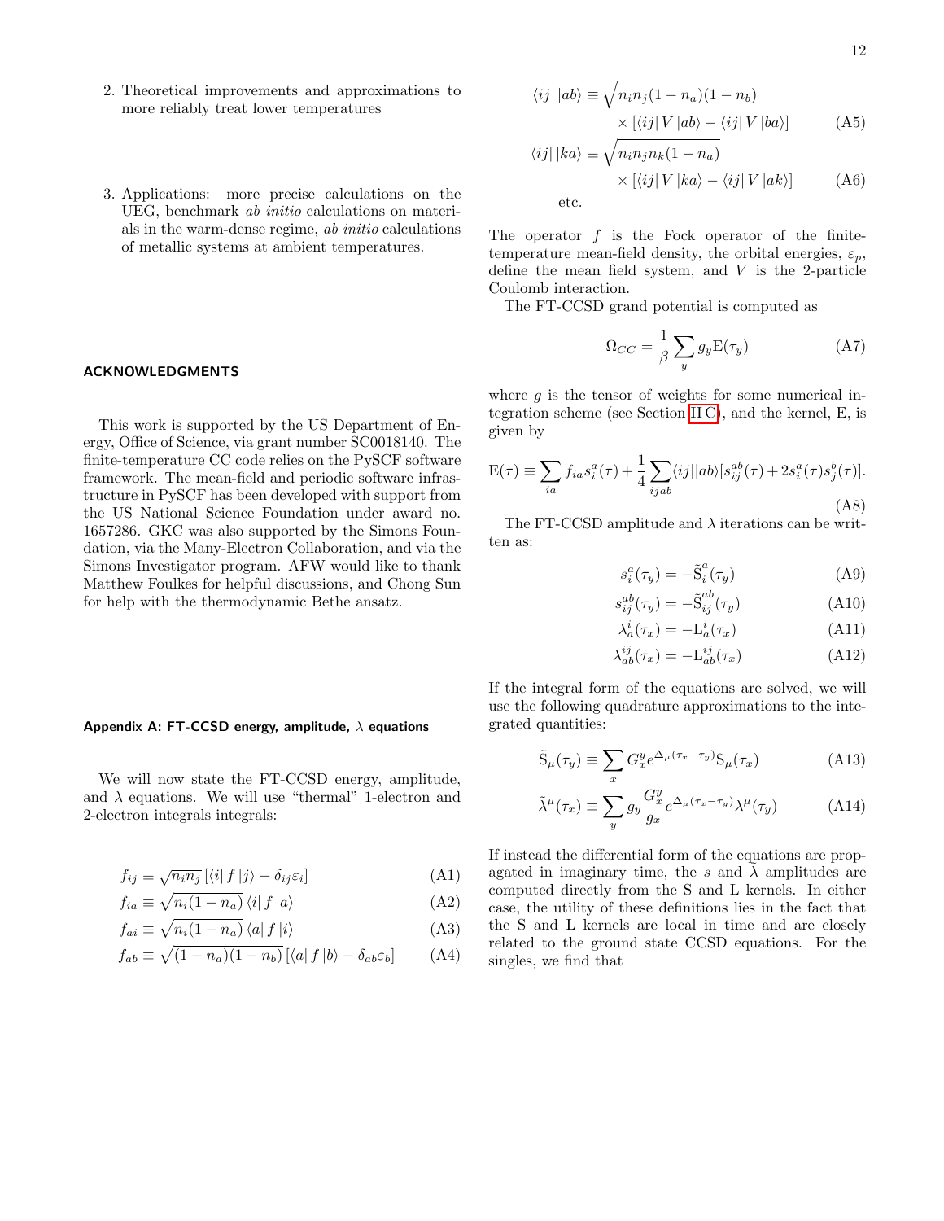2. Theoretical improvements and approximations to more reliably treat lower temperatures

3. Applications: more precise calculations on the UEG, benchmark *ab initio* calculations on materials in the warm-dense regime, *ab initio* calculations of metallic systems at ambient temperatures.

## ACKNOWLEDGMENTS

This work is supported by the US Department of Energy, Office of Science, via grant number SC0018140. The finite-temperature CC code relies on the PySCF software framework. The mean-field and periodic software infrastructure in PySCF has been developed with support from the US National Science Foundation under award no. 1657286. GKC was also supported by the Simons Foundation, via the Many-Electron Collaboration, and via the Simons Investigator program. AFW would like to thank Matthew Foulkes for helpful discussions, and Chong Sun for help with the thermodynamic Bethe ansatz.

### Appendix A: FT-CCSD energy, amplitude, $\lambda$ equations

We will now state the FT-CCSD energy, amplitude, and $\lambda$ equations. We will use "thermal" 1-electron and 2-electron integrals integrals:

$$f_{ij} \equiv \sqrt{n_i n_j}\left[\langle i|\, f\, |j\rangle - \delta_{ij}\varepsilon_i\right] \tag{A1}$$

$$f_{ia} \equiv \sqrt{n_i(1-n_a)}\, \langle i|\, f\, |a\rangle \tag{A2}$$

$$f_{ai} \equiv \sqrt{n_i(1-n_a)}\, \langle a|\, f\, |i\rangle \tag{A3}$$

$$f_{ab} \equiv \sqrt{(1-n_a)(1-n_b)}\left[\langle a|\, f\, |b\rangle - \delta_{ab}\varepsilon_b\right] \tag{A4}$$

$$\langle ij|\,|ab\rangle \equiv \sqrt{n_i n_j (1-n_a)(1-n_b)} \times \left[\langle ij|\, V\, |ab\rangle - \langle ij|\, V\, |ba\rangle\right] \tag{A5}$$

$$\langle ij|\,|ka\rangle \equiv \sqrt{n_i n_j n_k (1-n_a)} \times \left[\langle ij|\, V\, |ka\rangle - \langle ij|\, V\, |ak\rangle\right] \tag{A6}$$

etc.

The operator $f$ is the Fock operator of the finite-temperature mean-field density, the orbital energies, $\varepsilon_p$, define the mean field system, and $V$ is the 2-particle Coulomb interaction.

The FT-CCSD grand potential is computed as

$$\Omega_{CC} = \frac{1}{\beta}\sum_y g_y \mathrm{E}(\tau_y) \tag{A7}$$

where $g$ is the tensor of weights for some numerical integration scheme (see Section II C), and the kernel, E, is given by

$$\mathrm{E}(\tau) \equiv \sum_{ia} f_{ia} s_i^a(\tau) + \frac{1}{4}\sum_{ijab}\langle ij||ab\rangle[s_{ij}^{ab}(\tau) + 2 s_i^a(\tau) s_j^b(\tau)]. \tag{A8}$$

The FT-CCSD amplitude and $\lambda$ iterations can be written as:

$$s_i^a(\tau_y) = -\tilde{\mathrm{S}}_i^a(\tau_y) \tag{A9}$$

$$s_{ij}^{ab}(\tau_y) = -\tilde{\mathrm{S}}_{ij}^{ab}(\tau_y) \tag{A10}$$

$$\lambda_a^i(\tau_x) = -\mathrm{L}_a^i(\tau_x) \tag{A11}$$

$$\lambda_{ab}^{ij}(\tau_x) = -\mathrm{L}_{ab}^{ij}(\tau_x) \tag{A12}$$

If the integral form of the equations are solved, we will use the following quadrature approximations to the integrated quantities:

$$\tilde{\mathrm{S}}_\mu(\tau_y) \equiv \sum_x G_x^y e^{\Delta_\mu(\tau_x - \tau_y)} \mathrm{S}_\mu(\tau_x) \tag{A13}$$

$$\tilde{\lambda}^\mu(\tau_x) \equiv \sum_y g_y \frac{G_x^y}{g_x} e^{\Delta_\mu(\tau_x - \tau_y)} \lambda^\mu(\tau_y) \tag{A14}$$

If instead the differential form of the equations are propagated in imaginary time, the $s$ and $\tilde{\lambda}$ amplitudes are computed directly from the S and L kernels. In either case, the utility of these definitions lies in the fact that the S and L kernels are local in time and are closely related to the ground state CCSD equations. For the singles, we find that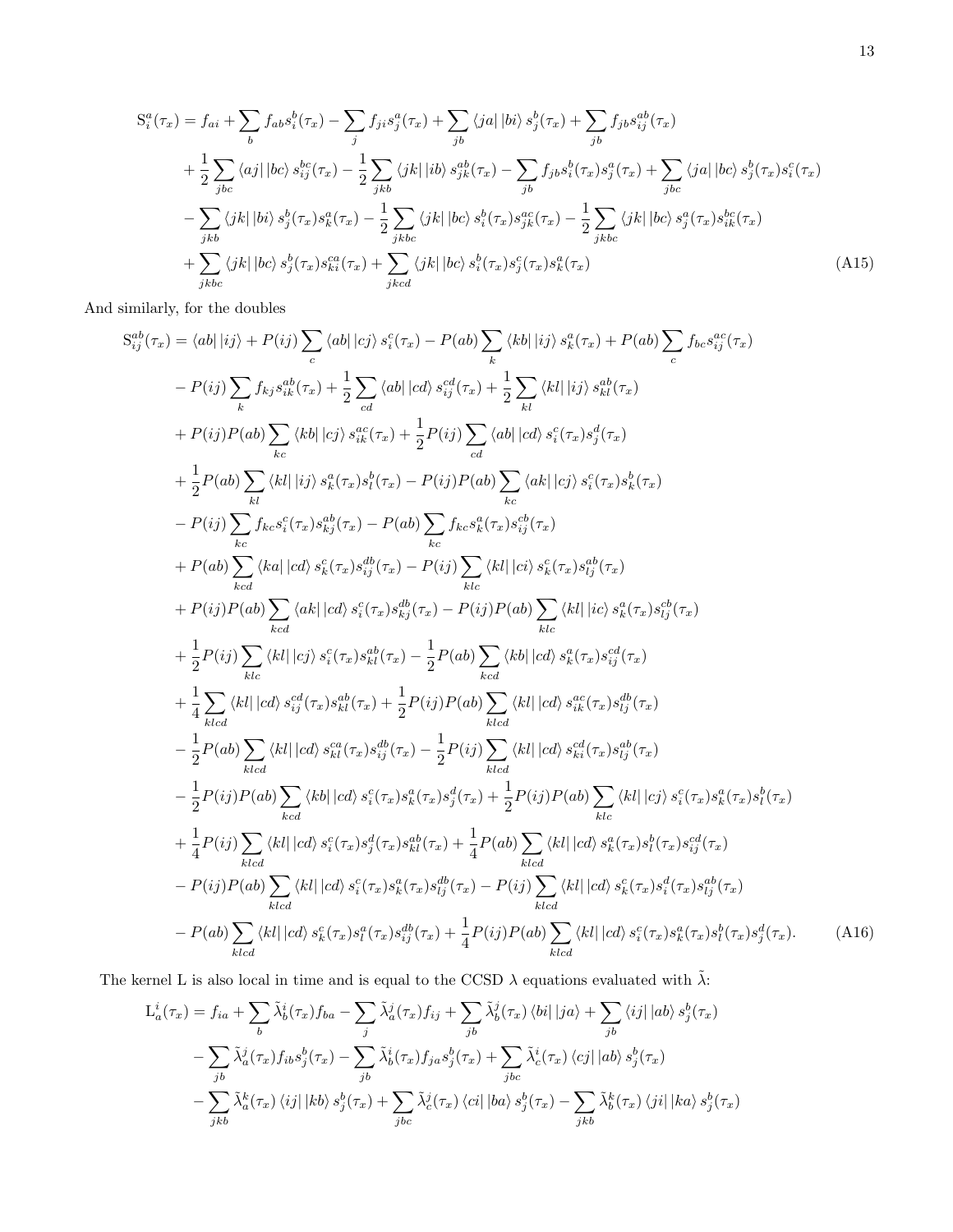$$
\begin{aligned}
\mathrm{S}_i^a(\tau_x) &= f_{ai} + \sum_b f_{ab} s_i^b(\tau_x) - \sum_j f_{ji} s_j^a(\tau_x) + \sum_{jb} \langle ja|\,|bi\rangle\, s_j^b(\tau_x) + \sum_{jb} f_{jb} s_{ij}^{ab}(\tau_x) \\
&+ \frac{1}{2}\sum_{jbc} \langle aj|\,|bc\rangle\, s_{ij}^{bc}(\tau_x) - \frac{1}{2}\sum_{jkb} \langle jk|\,|ib\rangle\, s_{jk}^{ab}(\tau_x) - \sum_{jb} f_{jb} s_i^b(\tau_x) s_j^a(\tau_x) + \sum_{jbc} \langle ja|\,|bc\rangle\, s_j^b(\tau_x) s_i^c(\tau_x) \\
&- \sum_{jkb} \langle jk|\,|bi\rangle\, s_j^b(\tau_x) s_k^a(\tau_x) - \frac{1}{2}\sum_{jkbc} \langle jk|\,|bc\rangle\, s_i^b(\tau_x) s_{jk}^{ac}(\tau_x) - \frac{1}{2}\sum_{jkbc} \langle jk|\,|bc\rangle\, s_j^a(\tau_x) s_{ik}^{bc}(\tau_x) \\
&+ \sum_{jkbc} \langle jk|\,|bc\rangle\, s_j^b(\tau_x) s_{ki}^{ca}(\tau_x) + \sum_{jkcd} \langle jk|\,|bc\rangle\, s_i^b(\tau_x) s_j^c(\tau_x) s_k^a(\tau_x)
\end{aligned}
\tag{A15}
$$

And similarly, for the doubles

$$
\begin{aligned}
\mathrm{S}_{ij}^{ab}(\tau_x) &= \langle ab|\,|ij\rangle + P(ij)\sum_c \langle ab|\,|cj\rangle\, s_i^c(\tau_x) - P(ab)\sum_k \langle kb|\,|ij\rangle\, s_k^a(\tau_x) + P(ab)\sum_c f_{bc} s_{ij}^{ac}(\tau_x) \\
&- P(ij)\sum_k f_{kj} s_{ik}^{ab}(\tau_x) + \frac{1}{2}\sum_{cd} \langle ab|\,|cd\rangle\, s_{ij}^{cd}(\tau_x) + \frac{1}{2}\sum_{kl} \langle kl|\,|ij\rangle\, s_{kl}^{ab}(\tau_x) \\
&+ P(ij)P(ab)\sum_{kc} \langle kb|\,|cj\rangle\, s_{ik}^{ac}(\tau_x) + \frac{1}{2}P(ij)\sum_{cd} \langle ab|\,|cd\rangle\, s_i^c(\tau_x) s_j^d(\tau_x) \\
&+ \frac{1}{2}P(ab)\sum_{kl} \langle kl|\,|ij\rangle\, s_k^a(\tau_x) s_l^b(\tau_x) - P(ij)P(ab)\sum_{kc} \langle ak|\,|cj\rangle\, s_i^c(\tau_x) s_k^b(\tau_x) \\
&- P(ij)\sum_{kc} f_{kc} s_i^c(\tau_x) s_{kj}^{ab}(\tau_x) - P(ab)\sum_{kc} f_{kc} s_k^a(\tau_x) s_{ij}^{cb}(\tau_x) \\
&+ P(ab)\sum_{kcd} \langle ka|\,|cd\rangle\, s_k^c(\tau_x) s_{ij}^{db}(\tau_x) - P(ij)\sum_{klc} \langle kl|\,|ci\rangle\, s_k^c(\tau_x) s_{lj}^{ab}(\tau_x) \\
&+ P(ij)P(ab)\sum_{kcd} \langle ak|\,|cd\rangle\, s_i^c(\tau_x) s_{kj}^{db}(\tau_x) - P(ij)P(ab)\sum_{klc} \langle kl|\,|ic\rangle\, s_k^a(\tau_x) s_{lj}^{cb}(\tau_x) \\
&+ \frac{1}{2}P(ij)\sum_{klc} \langle kl|\,|cj\rangle\, s_i^c(\tau_x) s_{kl}^{ab}(\tau_x) - \frac{1}{2}P(ab)\sum_{kcd} \langle kb|\,|cd\rangle\, s_k^a(\tau_x) s_{ij}^{cd}(\tau_x) \\
&+ \frac{1}{4}\sum_{klcd} \langle kl|\,|cd\rangle\, s_{ij}^{cd}(\tau_x) s_{kl}^{ab}(\tau_x) + \frac{1}{2}P(ij)P(ab)\sum_{klcd} \langle kl|\,|cd\rangle\, s_{ik}^{ac}(\tau_x) s_{lj}^{db}(\tau_x) \\
&- \frac{1}{2}P(ab)\sum_{klcd} \langle kl|\,|cd\rangle\, s_{kl}^{ca}(\tau_x) s_{ij}^{db}(\tau_x) - \frac{1}{2}P(ij)\sum_{klcd} \langle kl|\,|cd\rangle\, s_{ki}^{cd}(\tau_x) s_{lj}^{ab}(\tau_x) \\
&- \frac{1}{2}P(ij)P(ab)\sum_{kcd} \langle kb|\,|cd\rangle\, s_i^c(\tau_x) s_k^a(\tau_x) s_j^d(\tau_x) + \frac{1}{2}P(ij)P(ab)\sum_{klc} \langle kl|\,|cj\rangle\, s_i^c(\tau_x) s_k^a(\tau_x) s_l^b(\tau_x) \\
&+ \frac{1}{4}P(ij)\sum_{klcd} \langle kl|\,|cd\rangle\, s_i^c(\tau_x) s_j^d(\tau_x) s_{kl}^{ab}(\tau_x) + \frac{1}{4}P(ab)\sum_{klcd} \langle kl|\,|cd\rangle\, s_k^a(\tau_x) s_l^b(\tau_x) s_{ij}^{cd}(\tau_x) \\
&- P(ij)P(ab)\sum_{klcd} \langle kl|\,|cd\rangle\, s_i^c(\tau_x) s_k^a(\tau_x) s_{lj}^{db}(\tau_x) - P(ij)\sum_{klcd} \langle kl|\,|cd\rangle\, s_k^c(\tau_x) s_i^d(\tau_x) s_{lj}^{ab}(\tau_x) \\
&- P(ab)\sum_{klcd} \langle kl|\,|cd\rangle\, s_k^c(\tau_x) s_l^a(\tau_x) s_{ij}^{db}(\tau_x) + \frac{1}{4}P(ij)P(ab)\sum_{klcd} \langle kl|\,|cd\rangle\, s_i^c(\tau_x) s_k^a(\tau_x) s_l^b(\tau_x) s_j^d(\tau_x).
\end{aligned}
\tag{A16}
$$

The kernel L is also local in time and is equal to the CCSD $\lambda$ equations evaluated with $\tilde{\lambda}$:

$$
\begin{aligned}
\mathrm{L}_a^i(\tau_x) &= f_{ia} + \sum_b \tilde{\lambda}_b^i(\tau_x) f_{ba} - \sum_j \tilde{\lambda}_a^j(\tau_x) f_{ij} + \sum_{jb} \tilde{\lambda}_b^j(\tau_x)\, \langle bi|\,|ja\rangle + \sum_{jb} \langle ij|\,|ab\rangle\, s_j^b(\tau_x) \\
&- \sum_{jb} \tilde{\lambda}_a^j(\tau_x) f_{ib} s_j^b(\tau_x) - \sum_{jb} \tilde{\lambda}_b^i(\tau_x) f_{ja} s_j^b(\tau_x) + \sum_{jbc} \tilde{\lambda}_c^i(\tau_x)\, \langle cj|\,|ab\rangle\, s_j^b(\tau_x) \\
&- \sum_{jkb} \tilde{\lambda}_a^k(\tau_x)\, \langle ij|\,|kb\rangle\, s_j^b(\tau_x) + \sum_{jbc} \tilde{\lambda}_c^j(\tau_x)\, \langle ci|\,|ba\rangle\, s_j^b(\tau_x) - \sum_{jkb} \tilde{\lambda}_b^k(\tau_x)\, \langle ji|\,|ka\rangle\, s_j^b(\tau_x)
\end{aligned}
$$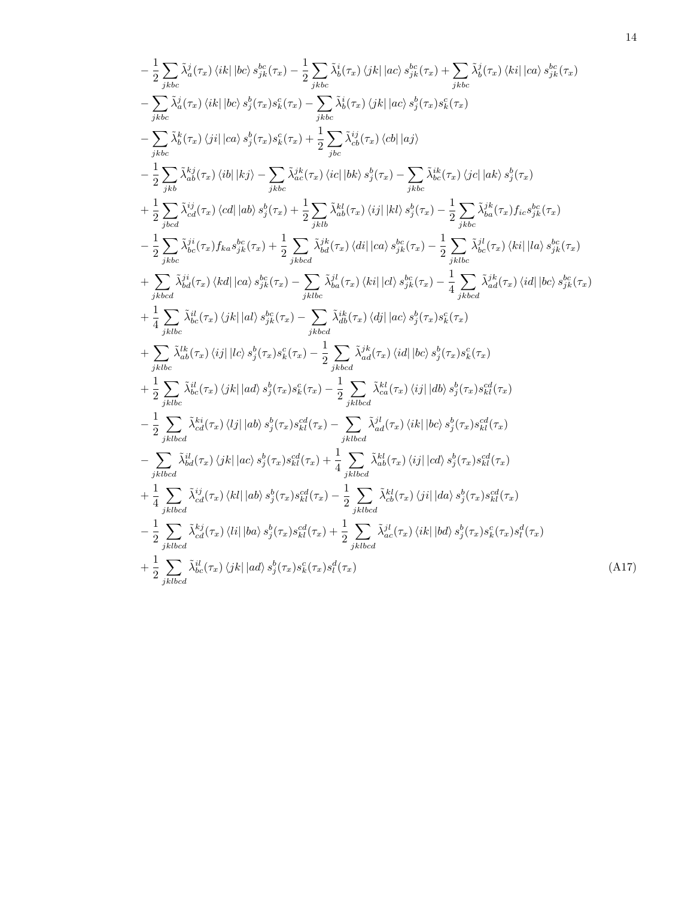$$
\begin{aligned}
&-\frac{1}{2}\sum_{jkbc}\tilde{\lambda}_a^{j}(\tau_x)\left\langle ik\right|\left|bc\right\rangle s_{jk}^{bc}(\tau_x)-\frac{1}{2}\sum_{jkbc}\tilde{\lambda}_b^{i}(\tau_x)\left\langle jk\right|\left|ac\right\rangle s_{jk}^{bc}(\tau_x)+\sum_{jkbc}\tilde{\lambda}_b^{j}(\tau_x)\left\langle ki\right|\left|ca\right\rangle s_{jk}^{bc}(\tau_x)\\
&-\sum_{jkbc}\tilde{\lambda}_a^{j}(\tau_x)\left\langle ik\right|\left|bc\right\rangle s_j^{b}(\tau_x)s_k^{c}(\tau_x)-\sum_{jkbc}\tilde{\lambda}_b^{i}(\tau_x)\left\langle jk\right|\left|ac\right\rangle s_j^{b}(\tau_x)s_k^{c}(\tau_x)\\
&-\sum_{jkbc}\tilde{\lambda}_b^{k}(\tau_x)\left\langle ji\right|\left|ca\right\rangle s_j^{b}(\tau_x)s_k^{c}(\tau_x)+\frac{1}{2}\sum_{jbc}\tilde{\lambda}_{cb}^{ij}(\tau_x)\left\langle cb\right|\left|aj\right\rangle\\
&-\frac{1}{2}\sum_{jkb}\tilde{\lambda}_{ab}^{kj}(\tau_x)\left\langle ib\right|\left|kj\right\rangle-\sum_{jkbc}\tilde{\lambda}_{ac}^{jk}(\tau_x)\left\langle ic\right|\left|bk\right\rangle s_j^{b}(\tau_x)-\sum_{jkbc}\tilde{\lambda}_{bc}^{ik}(\tau_x)\left\langle jc\right|\left|ak\right\rangle s_j^{b}(\tau_x)\\
&+\frac{1}{2}\sum_{jbcd}\tilde{\lambda}_{cd}^{ij}(\tau_x)\left\langle cd\right|\left|ab\right\rangle s_j^{b}(\tau_x)+\frac{1}{2}\sum_{jklb}\tilde{\lambda}_{ab}^{kl}(\tau_x)\left\langle ij\right|\left|kl\right\rangle s_j^{b}(\tau_x)-\frac{1}{2}\sum_{jkbc}\tilde{\lambda}_{ba}^{jk}(\tau_x)f_{ic}s_{jk}^{bc}(\tau_x)\\
&-\frac{1}{2}\sum_{jkbc}\tilde{\lambda}_{bc}^{ji}(\tau_x)f_{ka}s_{jk}^{bc}(\tau_x)+\frac{1}{2}\sum_{jkbcd}\tilde{\lambda}_{bd}^{jk}(\tau_x)\left\langle di\right|\left|ca\right\rangle s_{jk}^{bc}(\tau_x)-\frac{1}{2}\sum_{jklbc}\tilde{\lambda}_{bc}^{jl}(\tau_x)\left\langle ki\right|\left|la\right\rangle s_{jk}^{bc}(\tau_x)\\
&+\sum_{jkbcd}\tilde{\lambda}_{bd}^{ji}(\tau_x)\left\langle kd\right|\left|ca\right\rangle s_{jk}^{bc}(\tau_x)-\sum_{jklbc}\tilde{\lambda}_{ba}^{jl}(\tau_x)\left\langle ki\right|\left|cl\right\rangle s_{jk}^{bc}(\tau_x)-\frac{1}{4}\sum_{jkbcd}\tilde{\lambda}_{ad}^{jk}(\tau_x)\left\langle id\right|\left|bc\right\rangle s_{jk}^{bc}(\tau_x)\\
&+\frac{1}{4}\sum_{jklbc}\tilde{\lambda}_{bc}^{il}(\tau_x)\left\langle jk\right|\left|al\right\rangle s_{jk}^{bc}(\tau_x)-\sum_{jkbcd}\tilde{\lambda}_{db}^{ik}(\tau_x)\left\langle dj\right|\left|ac\right\rangle s_j^{b}(\tau_x)s_k^{c}(\tau_x)\\
&+\sum_{jklbc}\tilde{\lambda}_{ab}^{lk}(\tau_x)\left\langle ij\right|\left|lc\right\rangle s_j^{b}(\tau_x)s_k^{c}(\tau_x)-\frac{1}{2}\sum_{jkbcd}\tilde{\lambda}_{ad}^{jk}(\tau_x)\left\langle id\right|\left|bc\right\rangle s_j^{b}(\tau_x)s_k^{c}(\tau_x)\\
&+\frac{1}{2}\sum_{jklbc}\tilde{\lambda}_{bc}^{il}(\tau_x)\left\langle jk\right|\left|ad\right\rangle s_j^{b}(\tau_x)s_k^{c}(\tau_x)-\frac{1}{2}\sum_{jklbcd}\tilde{\lambda}_{ca}^{kl}(\tau_x)\left\langle ij\right|\left|db\right\rangle s_j^{b}(\tau_x)s_{kl}^{cd}(\tau_x)\\
&-\frac{1}{2}\sum_{jklbcd}\tilde{\lambda}_{cd}^{ki}(\tau_x)\left\langle lj\right|\left|ab\right\rangle s_j^{b}(\tau_x)s_{kl}^{cd}(\tau_x)-\sum_{jklbcd}\tilde{\lambda}_{ad}^{jl}(\tau_x)\left\langle ik\right|\left|bc\right\rangle s_j^{b}(\tau_x)s_{kl}^{cd}(\tau_x)\\
&-\sum_{jklbcd}\tilde{\lambda}_{bd}^{il}(\tau_x)\left\langle jk\right|\left|ac\right\rangle s_j^{b}(\tau_x)s_{kl}^{cd}(\tau_x)+\frac{1}{4}\sum_{jklbcd}\tilde{\lambda}_{ab}^{kl}(\tau_x)\left\langle ij\right|\left|cd\right\rangle s_j^{b}(\tau_x)s_{kl}^{cd}(\tau_x)\\
&+\frac{1}{4}\sum_{jklbcd}\tilde{\lambda}_{cd}^{ij}(\tau_x)\left\langle kl\right|\left|ab\right\rangle s_j^{b}(\tau_x)s_{kl}^{cd}(\tau_x)-\frac{1}{2}\sum_{jklbcd}\tilde{\lambda}_{cb}^{kl}(\tau_x)\left\langle ji\right|\left|da\right\rangle s_j^{b}(\tau_x)s_{kl}^{cd}(\tau_x)\\
&-\frac{1}{2}\sum_{jklbcd}\tilde{\lambda}_{cd}^{kj}(\tau_x)\left\langle li\right|\left|ba\right\rangle s_j^{b}(\tau_x)s_{kl}^{cd}(\tau_x)+\frac{1}{2}\sum_{jklbcd}\tilde{\lambda}_{ac}^{jl}(\tau_x)\left\langle ik\right|\left|bd\right\rangle s_j^{b}(\tau_x)s_k^{c}(\tau_x)s_l^{d}(\tau_x)\\
&+\frac{1}{2}\sum_{jklbcd}\tilde{\lambda}_{bc}^{il}(\tau_x)\left\langle jk\right|\left|ad\right\rangle s_j^{b}(\tau_x)s_k^{c}(\tau_x)s_l^{d}(\tau_x)
\end{aligned}
\tag{A17}
$$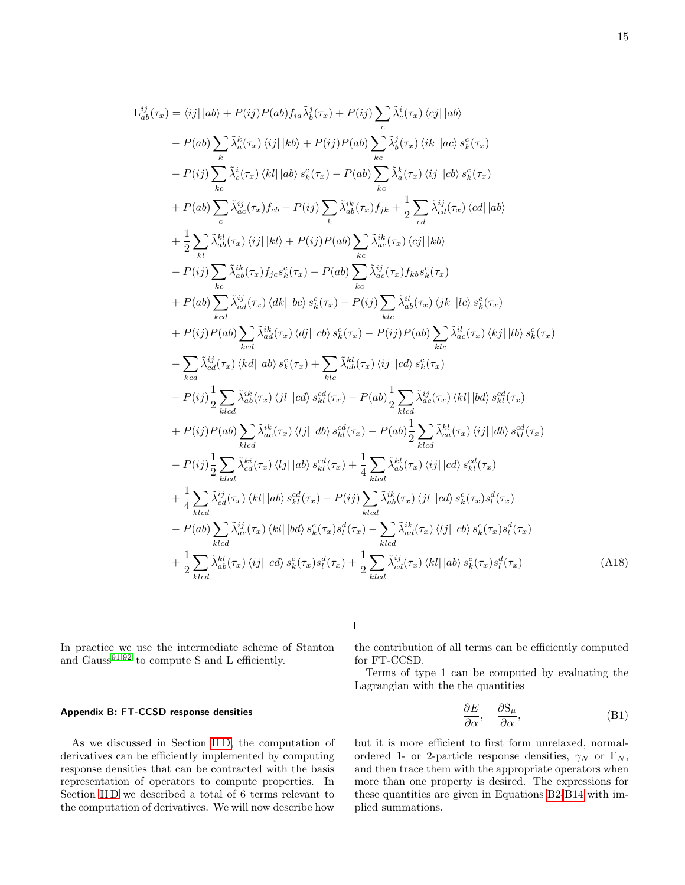$$
\begin{aligned}
\mathrm{L}^{ij}_{ab}(\tau_x) &= \langle ij||ab\rangle + P(ij)P(ab)f_{ia}\tilde{\lambda}^{j}_{b}(\tau_x) + P(ij)\sum_{c}\tilde{\lambda}^{i}_{c}(\tau_x)\langle cj||ab\rangle \\
&- P(ab)\sum_{k}\tilde{\lambda}^{k}_{a}(\tau_x)\langle ij||kb\rangle + P(ij)P(ab)\sum_{kc}\tilde{\lambda}^{j}_{b}(\tau_x)\langle ik||ac\rangle s^{c}_{k}(\tau_x) \\
&- P(ij)\sum_{kc}\tilde{\lambda}^{i}_{c}(\tau_x)\langle kl||ab\rangle s^{c}_{k}(\tau_x) - P(ab)\sum_{kc}\tilde{\lambda}^{k}_{a}(\tau_x)\langle ij||cb\rangle s^{c}_{k}(\tau_x) \\
&+ P(ab)\sum_{c}\tilde{\lambda}^{ij}_{ac}(\tau_x)f_{cb} - P(ij)\sum_{k}\tilde{\lambda}^{ik}_{ab}(\tau_x)f_{jk} + \frac{1}{2}\sum_{cd}\tilde{\lambda}^{ij}_{cd}(\tau_x)\langle cd||ab\rangle \\
&+ \frac{1}{2}\sum_{kl}\tilde{\lambda}^{kl}_{ab}(\tau_x)\langle ij||kl\rangle + P(ij)P(ab)\sum_{kc}\tilde{\lambda}^{ik}_{ac}(\tau_x)\langle cj||kb\rangle \\
&- P(ij)\sum_{kc}\tilde{\lambda}^{ik}_{ab}(\tau_x)f_{jc}s^{c}_{k}(\tau_x) - P(ab)\sum_{kc}\tilde{\lambda}^{ij}_{ac}(\tau_x)f_{kb}s^{c}_{k}(\tau_x) \\
&+ P(ab)\sum_{kcd}\tilde{\lambda}^{ij}_{ad}(\tau_x)\langle dk||bc\rangle s^{c}_{k}(\tau_x) - P(ij)\sum_{klc}\tilde{\lambda}^{il}_{ab}(\tau_x)\langle jk||lc\rangle s^{c}_{k}(\tau_x) \\
&+ P(ij)P(ab)\sum_{kcd}\tilde{\lambda}^{ik}_{ad}(\tau_x)\langle dj||cb\rangle s^{c}_{k}(\tau_x) - P(ij)P(ab)\sum_{klc}\tilde{\lambda}^{il}_{ac}(\tau_x)\langle kj||lb\rangle s^{c}_{k}(\tau_x) \\
&- \sum_{kcd}\tilde{\lambda}^{ij}_{cd}(\tau_x)\langle kd||ab\rangle s^{c}_{k}(\tau_x) + \sum_{klc}\tilde{\lambda}^{kl}_{ab}(\tau_x)\langle ij||cd\rangle s^{c}_{k}(\tau_x) \\
&- P(ij)\frac{1}{2}\sum_{klcd}\tilde{\lambda}^{ik}_{ab}(\tau_x)\langle jl||cd\rangle s^{cd}_{kl}(\tau_x) - P(ab)\frac{1}{2}\sum_{klcd}\tilde{\lambda}^{ij}_{ac}(\tau_x)\langle kl||bd\rangle s^{cd}_{kl}(\tau_x) \\
&+ P(ij)P(ab)\sum_{klcd}\tilde{\lambda}^{ik}_{ac}(\tau_x)\langle lj||db\rangle s^{cd}_{kl}(\tau_x) - P(ab)\frac{1}{2}\sum_{klcd}\tilde{\lambda}^{kl}_{ca}(\tau_x)\langle ij||db\rangle s^{cd}_{kl}(\tau_x) \\
&- P(ij)\frac{1}{2}\sum_{klcd}\tilde{\lambda}^{ki}_{cd}(\tau_x)\langle lj||ab\rangle s^{cd}_{kl}(\tau_x) + \frac{1}{4}\sum_{klcd}\tilde{\lambda}^{kl}_{ab}(\tau_x)\langle ij||cd\rangle s^{cd}_{kl}(\tau_x) \\
&+ \frac{1}{4}\sum_{klcd}\tilde{\lambda}^{ij}_{cd}(\tau_x)\langle kl||ab\rangle s^{cd}_{kl}(\tau_x) - P(ij)\sum_{klcd}\tilde{\lambda}^{ik}_{ab}(\tau_x)\langle jl||cd\rangle s^{c}_{k}(\tau_x)s^{d}_{l}(\tau_x) \\
&- P(ab)\sum_{klcd}\tilde{\lambda}^{ij}_{ac}(\tau_x)\langle kl||bd\rangle s^{c}_{k}(\tau_x)s^{d}_{l}(\tau_x) - \sum_{klcd}\tilde{\lambda}^{ik}_{ad}(\tau_x)\langle lj||cb\rangle s^{c}_{k}(\tau_x)s^{d}_{l}(\tau_x) \\
&+ \frac{1}{2}\sum_{klcd}\tilde{\lambda}^{kl}_{ab}(\tau_x)\langle ij||cd\rangle s^{c}_{k}(\tau_x)s^{d}_{l}(\tau_x) + \frac{1}{2}\sum_{klcd}\tilde{\lambda}^{ij}_{cd}(\tau_x)\langle kl||ab\rangle s^{c}_{k}(\tau_x)s^{d}_{l}(\tau_x)
\end{aligned}
\tag{A18}
$$

In practice we use the intermediate scheme of Stanton and Gauss[91,92] to compute S and L efficiently.

### Appendix B: FT-CCSD response densities

As we discussed in Section II D, the computation of derivatives can be efficiently implemented by computing response densities that can be contracted with the basis representation of operators to compute properties. In Section II D we described a total of 6 terms relevant to the computation of derivatives. We will now describe how the contribution of all terms can be efficiently computed for FT-CCSD.

Terms of type 1 can be computed by evaluating the Lagrangian with the the quantities

$$
\frac{\partial E}{\partial \alpha}, \quad \frac{\partial \mathrm{S}_{\mu}}{\partial \alpha}, \tag{B1}
$$

but it is more efficient to first form unrelaxed, normal-ordered 1- or 2-particle response densities, $\gamma_N$ or $\Gamma_N$, and then trace them with the appropriate operators when more than one property is desired. The expressions for these quantities are given in Equations B2-B14 with implied summations.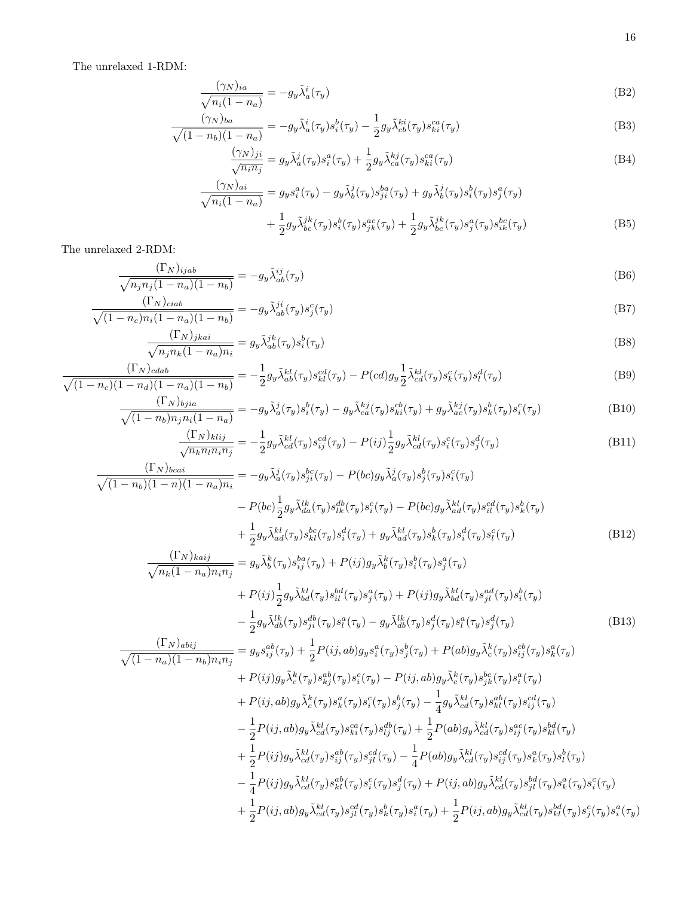The unrelaxed 1-RDM:

$$\frac{(\gamma_N)_{ia}}{\sqrt{n_i(1-n_a)}} = -g_y\tilde{\lambda}^i_a(\tau_y) \tag{B2}$$

$$\frac{(\gamma_N)_{ba}}{\sqrt{(1-n_b)(1-n_a)}} = -g_y\tilde{\lambda}^i_a(\tau_y)s^b_i(\tau_y) - \frac{1}{2}g_y\tilde{\lambda}^{ki}_{cb}(\tau_y)s^{ca}_{ki}(\tau_y) \tag{B3}$$

$$\frac{(\gamma_N)_{ji}}{\sqrt{n_i n_j}} = g_y\tilde{\lambda}^j_a(\tau_y)s^a_i(\tau_y) + \frac{1}{2}g_y\tilde{\lambda}^{kj}_{ca}(\tau_y)s^{ca}_{ki}(\tau_y) \tag{B4}$$

$$\begin{aligned}\frac{(\gamma_N)_{ai}}{\sqrt{n_i(1-n_a)}} &= g_y s^a_i(\tau_y) - g_y\tilde{\lambda}^j_b(\tau_y)s^{ba}_{ji}(\tau_y) + g_y\tilde{\lambda}^j_b(\tau_y)s^b_i(\tau_y)s^a_j(\tau_y) \\ &\quad + \frac{1}{2}g_y\tilde{\lambda}^{jk}_{bc}(\tau_y)s^b_i(\tau_y)s^{ac}_{jk}(\tau_y) + \frac{1}{2}g_y\tilde{\lambda}^{jk}_{bc}(\tau_y)s^a_j(\tau_y)s^{bc}_{ik}(\tau_y)\end{aligned} \tag{B5}$$

The unrelaxed 2-RDM:

$$\frac{(\Gamma_N)_{ijab}}{\sqrt{n_j n_j(1-n_a)(1-n_b)}} = -g_y\tilde{\lambda}^{ij}_{ab}(\tau_y) \tag{B6}$$

$$\frac{(\Gamma_N)_{ciab}}{\sqrt{(1-n_c)n_i(1-n_a)(1-n_b)}} = -g_y\tilde{\lambda}^{ji}_{ab}(\tau_y)s^c_j(\tau_y) \tag{B7}$$

$$\frac{(\Gamma_N)_{jkai}}{\sqrt{n_j n_k(1-n_a)n_i}} = g_y\tilde{\lambda}^{jk}_{ab}(\tau_y)s^b_i(\tau_y) \tag{B8}$$

$$\frac{(\Gamma_N)_{cdab}}{\sqrt{(1-n_c)(1-n_d)(1-n_a)(1-n_b)}} = -\frac{1}{2}g_y\tilde{\lambda}^{kl}_{ab}(\tau_y)s^{cd}_{kl}(\tau_y) - P(cd)g_y\frac{1}{2}\tilde{\lambda}^{kl}_{cd}(\tau_y)s^c_k(\tau_y)s^d_l(\tau_y) \tag{B9}$$

$$\frac{(\Gamma_N)_{bjia}}{\sqrt{(1-n_b)n_j n_i(1-n_a)}} = -g_y\tilde{\lambda}^j_a(\tau_y)s^b_i(\tau_y) - g_y\tilde{\lambda}^{kj}_{ca}(\tau_y)s^{cb}_{ki}(\tau_y) + g_y\tilde{\lambda}^{kj}_{ac}(\tau_y)s^b_k(\tau_y)s^c_i(\tau_y) \tag{B10}$$

$$\frac{(\Gamma_N)_{klij}}{\sqrt{n_k n_l n_i n_j}} = -\frac{1}{2}g_y\tilde{\lambda}^{kl}_{cd}(\tau_y)s^{cd}_{ij}(\tau_y) - P(ij)\frac{1}{2}g_y\tilde{\lambda}^{kl}_{cd}(\tau_y)s^c_i(\tau_y)s^d_j(\tau_y) \tag{B11}$$

$$\begin{aligned}\frac{(\Gamma_N)_{bcai}}{\sqrt{(1-n_b)(1-n)(1-n_a)n_i}} &= -g_y\tilde{\lambda}^j_a(\tau_y)s^{bc}_{ji}(\tau_y) - P(bc)g_y\tilde{\lambda}^j_a(\tau_y)s^b_j(\tau_y)s^c_i(\tau_y) \\ &\quad - P(bc)\frac{1}{2}g_y\tilde{\lambda}^{lk}_{da}(\tau_y)s^{db}_{lk}(\tau_y)s^c_i(\tau_y) - P(bc)g_y\tilde{\lambda}^{kl}_{ad}(\tau_y)s^{cd}_{il}(\tau_y)s^b_k(\tau_y) \\ &\quad + \frac{1}{2}g_y\tilde{\lambda}^{kl}_{ad}(\tau_y)s^{bc}_{kl}(\tau_y)s^d_i(\tau_y) + g_y\tilde{\lambda}^{kl}_{ad}(\tau_y)s^b_k(\tau_y)s^d_i(\tau_y)s^c_l(\tau_y)\end{aligned} \tag{B12}$$

$$\begin{aligned}\frac{(\Gamma_N)_{kaij}}{\sqrt{n_k(1-n_a)n_i n_j}} &= g_y\tilde{\lambda}^k_b(\tau_y)s^{ba}_{ij}(\tau_y) + P(ij)g_y\tilde{\lambda}^k_b(\tau_y)s^b_i(\tau_y)s^a_j(\tau_y) \\ &\quad + P(ij)\frac{1}{2}g_y\tilde{\lambda}^{kl}_{bd}(\tau_y)s^{bd}_{il}(\tau_y)s^a_j(\tau_y) + P(ij)g_y\tilde{\lambda}^{kl}_{bd}(\tau_y)s^{ad}_{jl}(\tau_y)s^b_i(\tau_y) \\ &\quad - \frac{1}{2}g_y\tilde{\lambda}^{lk}_{db}(\tau_y)s^{db}_{ji}(\tau_y)s^a_l(\tau_y) - g_y\tilde{\lambda}^{lk}_{db}(\tau_y)s^d_j(\tau_y)s^a_l(\tau_y)s^d_j(\tau_y)\end{aligned} \tag{B13}$$

$$\begin{aligned}\frac{(\Gamma_N)_{abij}}{\sqrt{(1-n_a)(1-n_b)n_i n_j}} &= g_y s^{ab}_{ij}(\tau_y) + \frac{1}{2}P(ij,ab)g_y s^a_i(\tau_y)s^b_j(\tau_y) + P(ab)g_y\tilde{\lambda}^k_c(\tau_y)s^{cb}_{ij}(\tau_y)s^a_k(\tau_y) \\ &\quad + P(ij)g_y\tilde{\lambda}^k_c(\tau_y)s^{ab}_{kj}(\tau_y)s^c_i(\tau_y) - P(ij,ab)g_y\tilde{\lambda}^k_c(\tau_y)s^{bc}_{jk}(\tau_y)s^a_i(\tau_y) \\ &\quad + P(ij,ab)g_y\tilde{\lambda}^k_c(\tau_y)s^a_k(\tau_y)s^c_i(\tau_y)s^b_j(\tau_y) - \frac{1}{4}g_y\tilde{\lambda}^{kl}_{cd}(\tau_y)s^{ab}_{kl}(\tau_y)s^{cd}_{ij}(\tau_y) \\ &\quad - \frac{1}{2}P(ij,ab)g_y\tilde{\lambda}^{kl}_{cd}(\tau_y)s^{ca}_{ki}(\tau_y)s^{db}_{lj}(\tau_y) + \frac{1}{2}P(ab)g_y\tilde{\lambda}^{kl}_{cd}(\tau_y)s^{ac}_{ij}(\tau_y)s^{bd}_{kl}(\tau_y) \\ &\quad + \frac{1}{2}P(ij)g_y\tilde{\lambda}^{kl}_{cd}(\tau_y)s^{ab}_{ij}(\tau_y)s^{cd}_{jl}(\tau_y) - \frac{1}{4}P(ab)g_y\tilde{\lambda}^{kl}_{cd}(\tau_y)s^{cd}_{ij}(\tau_y)s^a_k(\tau_y)s^b_l(\tau_y) \\ &\quad - \frac{1}{4}P(ij)g_y\tilde{\lambda}^{kl}_{cd}(\tau_y)s^{ab}_{kl}(\tau_y)s^c_i(\tau_y)s^d_j(\tau_y) + P(ij,ab)g_y\tilde{\lambda}^{kl}_{cd}(\tau_y)s^{bd}_{jl}(\tau_y)s^a_k(\tau_y)s^c_i(\tau_y) \\ &\quad + \frac{1}{2}P(ij,ab)g_y\tilde{\lambda}^{kl}_{cd}(\tau_y)s^{cd}_{jl}(\tau_y)s^b_k(\tau_y)s^a_i(\tau_y) + \frac{1}{2}P(ij,ab)g_y\tilde{\lambda}^{kl}_{cd}(\tau_y)s^{bd}_{kl}(\tau_y)s^c_j(\tau_y)s^a_i(\tau_y)\end{aligned}$$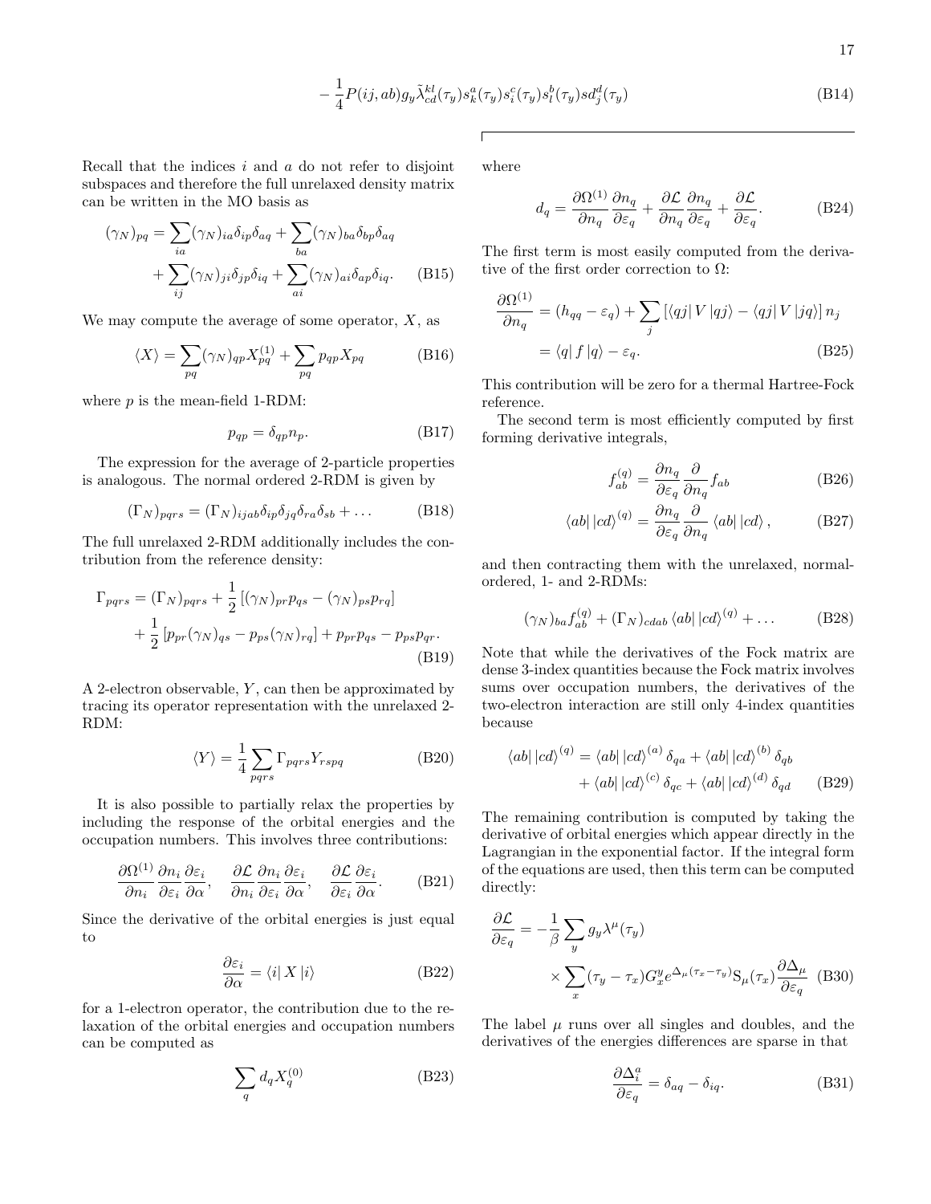$$- \frac{1}{4} P(ij, ab) g_y \tilde{\lambda}^{kl}_{cd}(\tau_y) s^a_k(\tau_y) s^c_i(\tau_y) s^b_l(\tau_y) s d^d_j(\tau_y) \tag{B14}$$

Recall that the indices $i$ and $a$ do not refer to disjoint subspaces and therefore the full unrelaxed density matrix can be written in the MO basis as

$$(\gamma_N)_{pq} = \sum_{ia} (\gamma_N)_{ia} \delta_{ip} \delta_{aq} + \sum_{ba} (\gamma_N)_{ba} \delta_{bp} \delta_{aq} + \sum_{ij} (\gamma_N)_{ji} \delta_{jp} \delta_{iq} + \sum_{ai} (\gamma_N)_{ai} \delta_{ap} \delta_{iq}. \tag{B15}$$

We may compute the average of some operator, $X$, as

$$\langle X \rangle = \sum_{pq} (\gamma_N)_{qp} X^{(1)}_{pq} + \sum_{pq} p_{qp} X_{pq} \tag{B16}$$

where $p$ is the mean-field 1-RDM:

$$p_{qp} = \delta_{qp} n_p. \tag{B17}$$

The expression for the average of 2-particle properties is analogous. The normal ordered 2-RDM is given by

$$(\Gamma_N)_{pqrs} = (\Gamma_N)_{ijab} \delta_{ip} \delta_{jq} \delta_{ra} \delta_{sb} + \ldots \tag{B18}$$

The full unrelaxed 2-RDM additionally includes the contribution from the reference density:

$$\Gamma_{pqrs} = (\Gamma_N)_{pqrs} + \frac{1}{2}\left[(\gamma_N)_{pr} p_{qs} - (\gamma_N)_{ps} p_{rq}\right] + \frac{1}{2}\left[p_{pr} (\gamma_N)_{qs} - p_{ps} (\gamma_N)_{rq}\right] + p_{pr} p_{qs} - p_{ps} p_{qr}. \tag{B19}$$

A 2-electron observable, $Y$, can then be approximated by tracing its operator representation with the unrelaxed 2-RDM:

$$\langle Y \rangle = \frac{1}{4} \sum_{pqrs} \Gamma_{pqrs} Y_{rspq} \tag{B20}$$

It is also possible to partially relax the properties by including the response of the orbital energies and the occupation numbers. This involves three contributions:

$$\frac{\partial \Omega^{(1)}}{\partial n_i} \frac{\partial n_i}{\partial \varepsilon_i} \frac{\partial \varepsilon_i}{\partial \alpha}, \quad \frac{\partial \mathcal{L}}{\partial n_i} \frac{\partial n_i}{\partial \varepsilon_i} \frac{\partial \varepsilon_i}{\partial \alpha}, \quad \frac{\partial \mathcal{L}}{\partial \varepsilon_i} \frac{\partial \varepsilon_i}{\partial \alpha}. \tag{B21}$$

Since the derivative of the orbital energies is just equal to

$$\frac{\partial \varepsilon_i}{\partial \alpha} = \langle i | X | i \rangle \tag{B22}$$

for a 1-electron operator, the contribution due to the relaxation of the orbital energies and occupation numbers can be computed as

$$\sum_q d_q X^{(0)}_q \tag{B23}$$

where

$$d_q = \frac{\partial \Omega^{(1)}}{\partial n_q} \frac{\partial n_q}{\partial \varepsilon_q} + \frac{\partial \mathcal{L}}{\partial n_q} \frac{\partial n_q}{\partial \varepsilon_q} + \frac{\partial \mathcal{L}}{\partial \varepsilon_q}. \tag{B24}$$

The first term is most easily computed from the derivative of the first order correction to $\Omega$:

$$\frac{\partial \Omega^{(1)}}{\partial n_q} = (h_{qq} - \varepsilon_q) + \sum_j \left[\langle qj | V | qj \rangle - \langle qj | V | jq \rangle\right] n_j = \langle q | f | q \rangle - \varepsilon_q. \tag{B25}$$

This contribution will be zero for a thermal Hartree-Fock reference.

The second term is most efficiently computed by first forming derivative integrals,

$$f^{(q)}_{ab} = \frac{\partial n_q}{\partial \varepsilon_q} \frac{\partial}{\partial n_q} f_{ab} \tag{B26}$$

$$\langle ab | | cd \rangle^{(q)} = \frac{\partial n_q}{\partial \varepsilon_q} \frac{\partial}{\partial n_q} \langle ab | | cd \rangle, \tag{B27}$$

and then contracting them with the unrelaxed, normal-ordered, 1- and 2-RDMs:

$$(\gamma_N)_{ba} f^{(q)}_{ab} + (\Gamma_N)_{cdab} \langle ab | | cd \rangle^{(q)} + \ldots \tag{B28}$$

Note that while the derivatives of the Fock matrix are dense 3-index quantities because the Fock matrix involves sums over occupation numbers, the derivatives of the two-electron interaction are still only 4-index quantities because

$$\langle ab | | cd \rangle^{(q)} = \langle ab | | cd \rangle^{(a)} \delta_{qa} + \langle ab | | cd \rangle^{(b)} \delta_{qb} + \langle ab | | cd \rangle^{(c)} \delta_{qc} + \langle ab | | cd \rangle^{(d)} \delta_{qd} \tag{B29}$$

The remaining contribution is computed by taking the derivative of orbital energies which appear directly in the Lagrangian in the exponential factor. If the integral form of the equations are used, then this term can be computed directly:

$$\frac{\partial \mathcal{L}}{\partial \varepsilon_q} = -\frac{1}{\beta} \sum_y g_y \lambda^{\mu}(\tau_y) \times \sum_x (\tau_y - \tau_x) G^y_x e^{\Delta_\mu (\tau_x - \tau_y)} \mathrm{S}_\mu(\tau_x) \frac{\partial \Delta_\mu}{\partial \varepsilon_q} \tag{B30}$$

The label $\mu$ runs over all singles and doubles, and the derivatives of the energies differences are sparse in that

$$\frac{\partial \Delta^a_i}{\partial \varepsilon_q} = \delta_{aq} - \delta_{iq}. \tag{B31}$$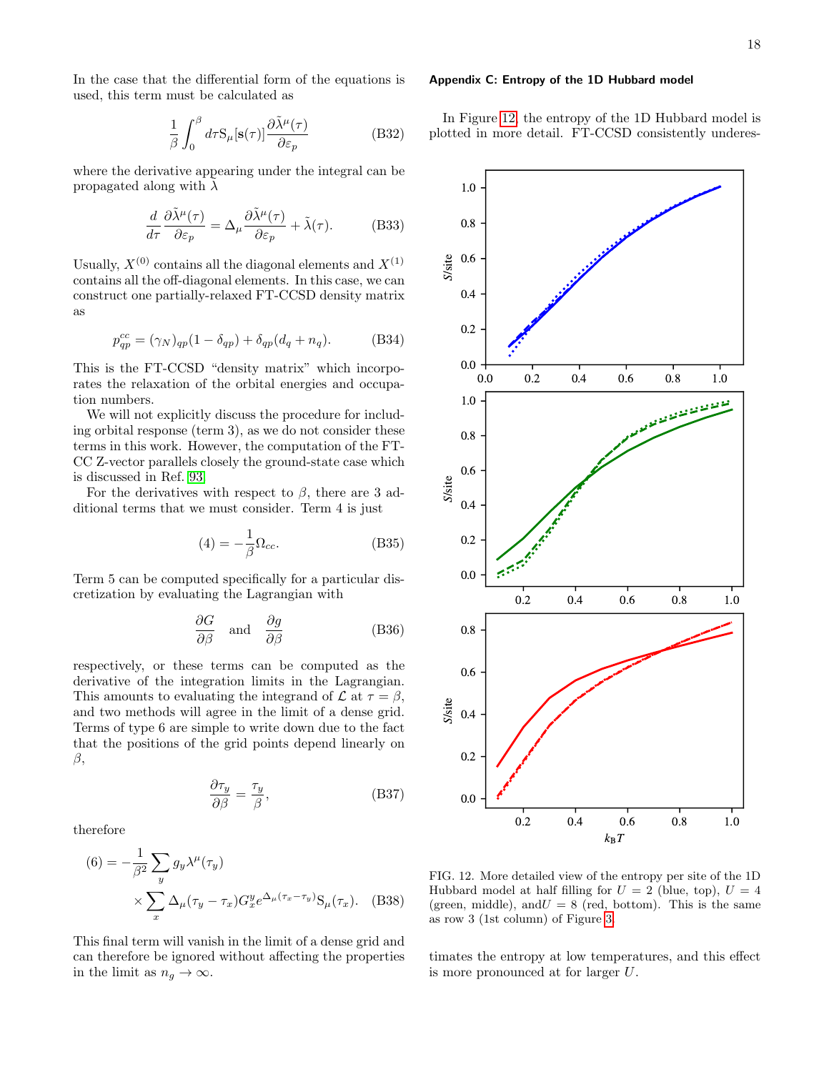In the case that the differential form of the equations is used, this term must be calculated as

$$\frac{1}{\beta}\int_0^\beta d\tau \mathrm{S}_\mu[\mathbf{s}(\tau)]\frac{\partial\tilde{\lambda}^\mu(\tau)}{\partial\varepsilon_p} \tag{B32}$$

where the derivative appearing under the integral can be propagated along with $\tilde{\lambda}$

$$\frac{d}{d\tau}\frac{\partial\tilde{\lambda}^\mu(\tau)}{\partial\varepsilon_p} = \Delta_\mu\frac{\partial\tilde{\lambda}^\mu(\tau)}{\partial\varepsilon_p} + \tilde{\lambda}(\tau). \tag{B33}$$

Usually, $X^{(0)}$ contains all the diagonal elements and $X^{(1)}$ contains all the off-diagonal elements. In this case, we can construct one partially-relaxed FT-CCSD density matrix as

$$p^{cc}_{qp} = (\gamma_N)_{qp}(1-\delta_{qp}) + \delta_{qp}(d_q + n_q). \tag{B34}$$

This is the FT-CCSD "density matrix" which incorporates the relaxation of the orbital energies and occupation numbers.

We will not explicitly discuss the procedure for including orbital response (term 3), as we do not consider these terms in this work. However, the computation of the FT-CC Z-vector parallels closely the ground-state case which is discussed in Ref. [93]

For the derivatives with respect to $\beta$, there are 3 additional terms that we must consider. Term 4 is just

$$(4) = -\frac{1}{\beta}\Omega_{cc}. \tag{B35}$$

Term 5 can be computed specifically for a particular discretization by evaluating the Lagrangian with

$$\frac{\partial G}{\partial\beta} \quad \text{and} \quad \frac{\partial g}{\partial\beta} \tag{B36}$$

respectively, or these terms can be computed as the derivative of the integration limits in the Lagrangian. This amounts to evaluating the integrand of $\mathcal{L}$ at $\tau = \beta$, and two methods will agree in the limit of a dense grid. Terms of type 6 are simple to write down due to the fact that the positions of the grid points depend linearly on $\beta$,

$$\frac{\partial\tau_y}{\partial\beta} = \frac{\tau_y}{\beta}, \tag{B37}$$

therefore

$$(6) = -\frac{1}{\beta^2}\sum_y g_y\lambda^\mu(\tau_y) \times \sum_x \Delta_\mu(\tau_y - \tau_x)G^y_x e^{\Delta_\mu(\tau_x-\tau_y)}\mathrm{S}_\mu(\tau_x). \tag{B38}$$

This final term will vanish in the limit of a dense grid and can therefore be ignored without affecting the properties in the limit as $n_g \to \infty$.

#### Appendix C: Entropy of the 1D Hubbard model

In Figure [12], the entropy of the 1D Hubbard model is plotted in more detail. FT-CCSD consistently underestimates the entropy at low temperatures, and this effect is more pronounced at for larger $U$.

FIG. 12. More detailed view of the entropy per site of the 1D Hubbard model at half filling for $U = 2$ (blue, top), $U = 4$ (green, middle), and$U = 8$ (red, bottom). This is the same as row 3 (1st column) of Figure [3]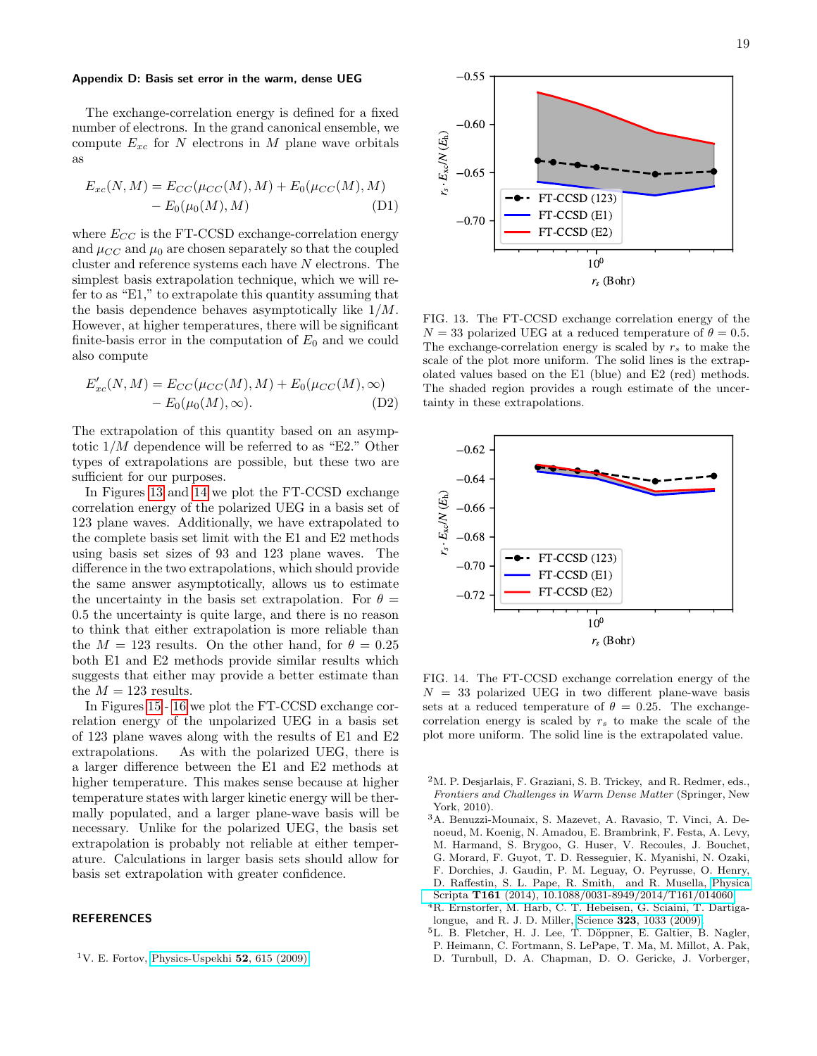### Appendix D: Basis set error in the warm, dense UEG

The exchange-correlation energy is defined for a fixed number of electrons. In the grand canonical ensemble, we compute $E_{xc}$ for $N$ electrons in $M$ plane wave orbitals as

$$E_{xc}(N, M) = E_{CC}(\mu_{CC}(M), M) + E_0(\mu_{CC}(M), M) - E_0(\mu_0(M), M) \quad \text{(D1)}$$

where $E_{CC}$ is the FT-CCSD exchange-correlation energy and $\mu_{CC}$ and $\mu_0$ are chosen separately so that the coupled cluster and reference systems each have $N$ electrons. The simplest basis extrapolation technique, which we will refer to as "E1," to extrapolate this quantity assuming that the basis dependence behaves asymptotically like $1/M$. However, at higher temperatures, there will be significant finite-basis error in the computation of $E_0$ and we could also compute

$$E'_{xc}(N, M) = E_{CC}(\mu_{CC}(M), M) + E_0(\mu_{CC}(M), \infty) - E_0(\mu_0(M), \infty). \quad \text{(D2)}$$

The extrapolation of this quantity based on an asymptotic $1/M$ dependence will be referred to as "E2." Other types of extrapolations are possible, but these two are sufficient for our purposes.

In Figures 13 and 14 we plot the FT-CCSD exchange correlation energy of the polarized UEG in a basis set of 123 plane waves. Additionally, we have extrapolated to the complete basis set limit with the E1 and E2 methods using basis set sizes of 93 and 123 plane waves. The difference in the two extrapolations, which should provide the same answer asymptotically, allows us to estimate the uncertainty in the basis set extrapolation. For $\theta = 0.5$ the uncertainty is quite large, and there is no reason to think that either extrapolation is more reliable than the $M = 123$ results. On the other hand, for $\theta = 0.25$ both E1 and E2 methods provide similar results which suggests that either may provide a better estimate than the $M = 123$ results.

In Figures 15 - 16 we plot the FT-CCSD exchange correlation energy of the unpolarized UEG in a basis set of 123 plane waves along with the results of E1 and E2 extrapolations. As with the polarized UEG, there is a larger difference between the E1 and E2 methods at higher temperature. This makes sense because at higher temperature states with larger kinetic energy will be thermally populated, and a larger plane-wave basis will be necessary. Unlike for the polarized UEG, the basis set extrapolation is probably not reliable at either temperature. Calculations in larger basis sets should allow for basis set extrapolation with greater confidence.

FIG. 13. The FT-CCSD exchange correlation energy of the $N = 33$ polarized UEG at a reduced temperature of $\theta = 0.5$. The exchange-correlation energy is scaled by $r_s$ to make the scale of the plot more uniform. The solid lines is the extrapolated values based on the E1 (blue) and E2 (red) methods. The shaded region provides a rough estimate of the uncertainty in these extrapolations.

FIG. 14. The FT-CCSD exchange correlation energy of the $N = 33$ polarized UEG in two different plane-wave basis sets at a reduced temperature of $\theta = 0.25$. The exchange-correlation energy is scaled by $r_s$ to make the scale of the plot more uniform. The solid line is the extrapolated value.

### REFERENCES

[1] V. E. Fortov, Physics-Uspekhi **52**, 615 (2009).

[2] M. P. Desjarlais, F. Graziani, S. B. Trickey, and R. Redmer, eds., *Frontiers and Challenges in Warm Dense Matter* (Springer, New York, 2010).

[3] A. Benuzzi-Mounaix, S. Mazevet, A. Ravasio, T. Vinci, A. Denoeud, M. Koenig, N. Amadou, E. Brambrink, F. Festa, A. Levy, M. Harmand, S. Brygoo, G. Huser, V. Recoules, J. Bouchet, G. Morard, F. Guyot, T. D. Resseguier, K. Myanishi, N. Ozaki, F. Dorchies, J. Gaudin, P. M. Leguay, O. Peyrusse, O. Henry, D. Raffestin, S. L. Pape, R. Smith, and R. Musella, Physica Scripta **T161** (2014), 10.1088/0031-8949/2014/T161/014060.

[4] R. Ernstorfer, M. Harb, C. T. Hebeisen, G. Sciaini, T. Dartigalongue, and R. J. D. Miller, Science **323**, 1033 (2009).

[5] L. B. Fletcher, H. J. Lee, T. Döppner, E. Galtier, B. Nagler, P. Heimann, C. Fortmann, S. LePape, T. Ma, M. Millot, A. Pak, D. Turnbull, D. A. Chapman, D. O. Gericke, J. Vorberger,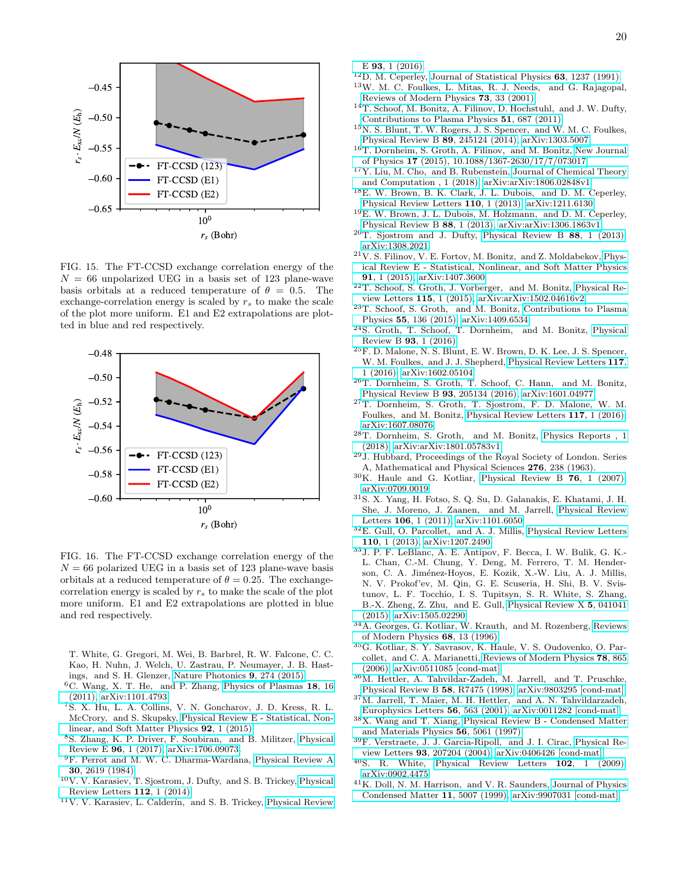FIG. 15. The FT-CCSD exchange correlation energy of the $N = 66$ unpolarized UEG in a basis set of 123 plane-wave basis orbitals at a reduced temperature of $\theta = 0.5$. The exchange-correlation energy is scaled by $r_s$ to make the scale of the plot more uniform. E1 and E2 extrapolations are plotted in blue and red respectively.

FIG. 16. The FT-CCSD exchange correlation energy of the $N = 66$ polarized UEG in a basis set of 123 plane-wave basis orbitals at a reduced temperature of $\theta = 0.25$. The exchange-correlation energy is scaled by $r_s$ to make the scale of the plot more uniform. E1 and E2 extrapolations are plotted in blue and red respectively.

T. White, G. Gregori, M. Wei, B. Barbrel, R. W. Falcone, C. C. Kao, H. Nuhn, J. Welch, U. Zastrau, P. Neumayer, J. B. Hastings, and S. H. Glenzer, Nature Photonics **9**, 274 (2015).

[6] C. Wang, X. T. He, and P. Zhang, Physics of Plasmas **18**, 16 (2011), arXiv:1101.4793.

[7] S. X. Hu, L. A. Collins, V. N. Goncharov, J. D. Kress, R. L. McCrory, and S. Skupsky, Physical Review E - Statistical, Nonlinear, and Soft Matter Physics **92**, 1 (2015).

[8] S. Zhang, K. P. Driver, F. Soubiran, and B. Militzer, Physical Review E **96**, 1 (2017), arXiv:1706.09073.

[9] F. Perrot and M. W. C. Dharma-Wardana, Physical Review A **30**, 2619 (1984).

[10] V. V. Karasiev, T. Sjostrom, J. Dufty, and S. B. Trickey, Physical Review Letters **112**, 1 (2014).

[11] V. V. Karasiev, L. Calderín, and S. B. Trickey, Physical Review E **93**, 1 (2016).

[12] D. M. Ceperley, Journal of Statistical Physics **63**, 1237 (1991).

[13] W. M. C. Foulkes, L. Mitas, R. J. Needs, and G. Rajagopal, Reviews of Modern Physics **73**, 33 (2001).

[14] T. Schoof, M. Bonitz, A. Filinov, D. Hochstuhl, and J. W. Dufty, Contributions to Plasma Physics **51**, 687 (2011).

[15] N. S. Blunt, T. W. Rogers, J. S. Spencer, and W. M. C. Foulkes, Physical Review B **89**, 245124 (2014), arXiv:1303.5007.

[16] T. Dornheim, S. Groth, A. Filinov, and M. Bonitz, New Journal of Physics **17** (2015), 10.1088/1367-2630/17/7/073017.

[17] Y. Liu, M. Cho, and B. Rubenstein, Journal of Chemical Theory and Computation , 1 (2018), arXiv:arXiv:1806.02848v1.

[18] E. W. Brown, B. K. Clark, J. L. Dubois, and D. M. Ceperley, Physical Review Letters **110**, 1 (2013), arXiv:1211.6130.

[19] E. W. Brown, J. L. Dubois, M. Holzmann, and D. M. Ceperley, Physical Review B **88**, 1 (2013), arXiv:arXiv:1306.1863v1.

[20] T. Sjostrom and J. Dufty, Physical Review B **88**, 1 (2013), arXiv:1308.2021.

[21] V. S. Filinov, V. E. Fortov, M. Bonitz, and Z. Moldabekov, Physical Review E - Statistical, Nonlinear, and Soft Matter Physics **91**, 1 (2015), arXiv:1407.3600.

[22] T. Schoof, S. Groth, J. Vorberger, and M. Bonitz, Physical Review Letters **115**, 1 (2015), arXiv:arXiv:1502.04616v2.

[23] T. Schoof, S. Groth, and M. Bonitz, Contributions to Plasma Physics **55**, 136 (2015), arXiv:1409.6534.

[24] S. Groth, T. Schoof, T. Dornheim, and M. Bonitz, Physical Review B **93**, 1 (2016).

[25] F. D. Malone, N. S. Blunt, E. W. Brown, D. K. Lee, J. S. Spencer, W. M. Foulkes, and J. J. Shepherd, Physical Review Letters **117**, 1 (2016), arXiv:1602.05104.

[26] T. Dornheim, S. Groth, T. Schoof, C. Hann, and M. Bonitz, Physical Review B **93**, 205134 (2016), arXiv:1601.04977.

[27] T. Dornheim, S. Groth, T. Sjostrom, F. D. Malone, W. M. Foulkes, and M. Bonitz, Physical Review Letters **117**, 1 (2016), arXiv:1607.08076.

[28] T. Dornheim, S. Groth, and M. Bonitz, Physics Reports , 1 (2018), arXiv:arXiv:1801.05783v1.

[29] J. Hubbard, Proceedings of the Royal Society of London. Series A, Mathematical and Physical Sciences **276**, 238 (1963).

[30] K. Haule and G. Kotliar, Physical Review B **76**, 1 (2007), arXiv:0709.0019.

[31] S. X. Yang, H. Fotso, S. Q. Su, D. Galanakis, E. Khatami, J. H. She, J. Moreno, J. Zaanen, and M. Jarrell, Physical Review Letters **106**, 1 (2011), arXiv:1101.6050.

[32] E. Gull, O. Parcollet, and A. J. Millis, Physical Review Letters **110**, 1 (2013), arXiv:1207.2490.

[33] J. P. F. LeBlanc, A. E. Antipov, F. Becca, I. W. Bulik, G. K.-L. Chan, C.-M. Chung, Y. Deng, M. Ferrero, T. M. Henderson, C. A. Jiménez-Hoyos, E. Kozik, X.-W. Liu, A. J. Millis, N. V. Prokof'ev, M. Qin, G. E. Scuseria, H. Shi, B. V. Svistunov, L. F. Tocchio, I. S. Tupitsyn, S. R. White, S. Zhang, B.-X. Zheng, Z. Zhu, and E. Gull, Physical Review X **5**, 041041 (2015), arXiv:1505.02290.

[34] A. Georges, G. Kotliar, W. Krauth, and M. Rozenberg, Reviews of Modern Physics **68**, 13 (1996).

[35] G. Kotliar, S. Y. Savrasov, K. Haule, V. S. Oudovenko, O. Parcollet, and C. A. Marianetti, Reviews of Modern Physics **78**, 865 (2006), arXiv:0511085 [cond-mat].

[36] M. Hettler, A. Tahvildar-Zadeh, M. Jarrell, and T. Pruschke, Physical Review B **58**, R7475 (1998), arXiv:9803295 [cond-mat].

[37] M. Jarrell, T. Maier, M. H. Hettler, and A. N. Tahvildarzadeh, Europhysics Letters **56**, 563 (2001), arXiv:0011282 [cond-mat].

[38] X. Wang and T. Xiang, Physical Review B - Condensed Matter and Materials Physics **56**, 5061 (1997).

[39] F. Verstraete, J. J. Garcia-Ripoll, and J. I. Cirac, Physical Review Letters **93**, 207204 (2004), arXiv:0406426 [cond-mat].

[40] S. R. White, Physical Review Letters **102**, 1 (2009), arXiv:0902.4475.

[41] K. Doll, N. M. Harrison, and V. R. Saunders, Journal of Physics Condensed Matter **11**, 5007 (1999), arXiv:9907031 [cond-mat].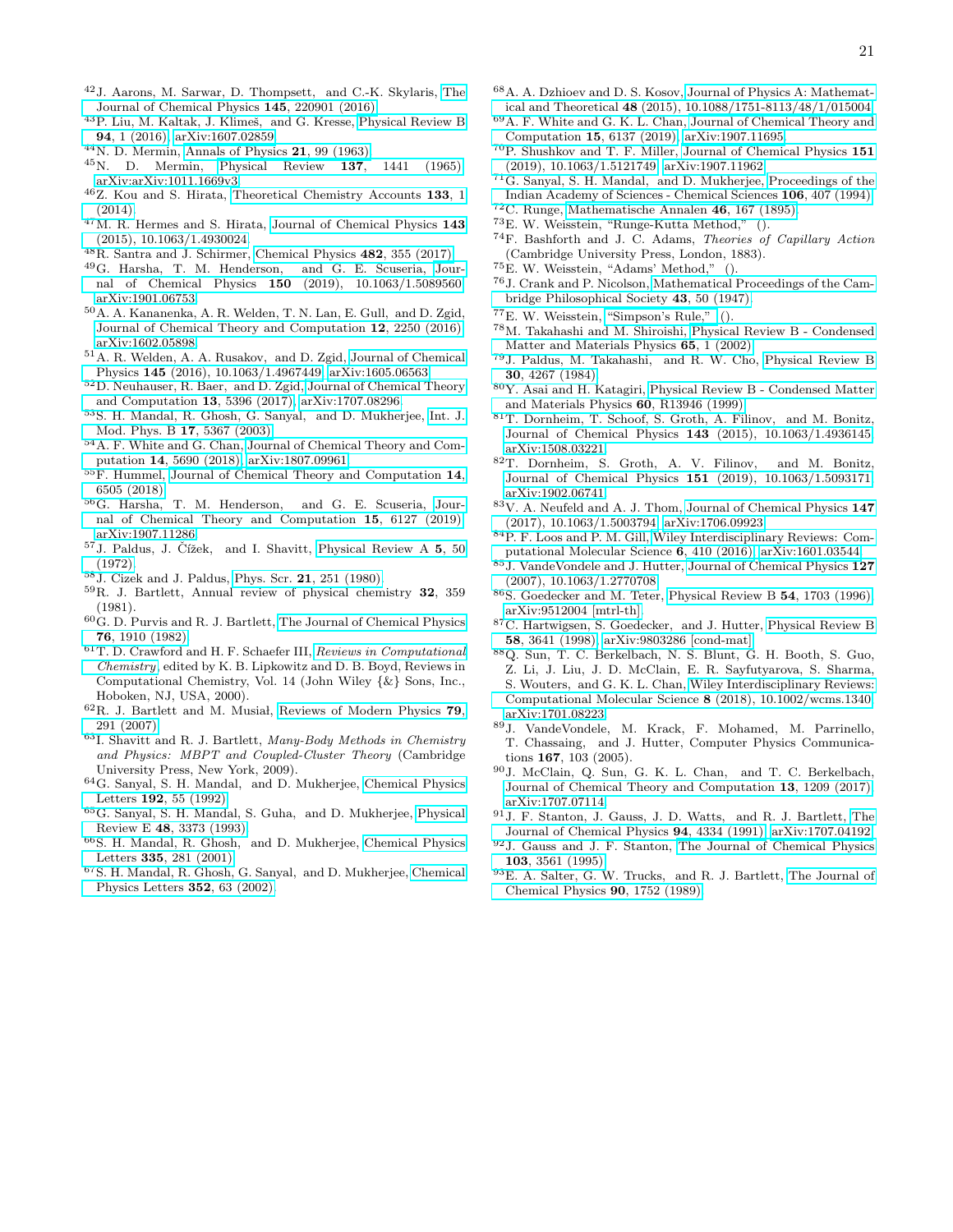[42] J. Aarons, M. Sarwar, D. Thompsett, and C.-K. Skylaris, The Journal of Chemical Physics **145**, 220901 (2016).

[43] P. Liu, M. Kaltak, J. Klimeš, and G. Kresse, Physical Review B **94**, 1 (2016), arXiv:1607.02859.

[44] N. D. Mermin, Annals of Physics **21**, 99 (1963).

[45] N. D. Mermin, Physical Review **137**, 1441 (1965), arXiv:arXiv:1011.1669v3.

[46] Z. Kou and S. Hirata, Theoretical Chemistry Accounts **133**, 1 (2014).

[47] M. R. Hermes and S. Hirata, Journal of Chemical Physics **143** (2015), 10.1063/1.4930024.

[48] R. Santra and J. Schirmer, Chemical Physics **482**, 355 (2017).

[49] G. Harsha, T. M. Henderson, and G. E. Scuseria, Journal of Chemical Physics **150** (2019), 10.1063/1.5089560, arXiv:1901.06753.

[50] A. A. Kananenka, A. R. Welden, T. N. Lan, E. Gull, and D. Zgid, Journal of Chemical Theory and Computation **12**, 2250 (2016), arXiv:1602.05898.

[51] A. R. Welden, A. A. Rusakov, and D. Zgid, Journal of Chemical Physics **145** (2016), 10.1063/1.4967449, arXiv:1605.06563.

[52] D. Neuhauser, R. Baer, and D. Zgid, Journal of Chemical Theory and Computation **13**, 5396 (2017), arXiv:1707.08296.

[53] S. H. Mandal, R. Ghosh, G. Sanyal, and D. Mukherjee, Int. J. Mod. Phys. B **17**, 5367 (2003).

[54] A. F. White and G. Chan, Journal of Chemical Theory and Computation **14**, 5690 (2018), arXiv:1807.09961.

[55] F. Hummel, Journal of Chemical Theory and Computation **14**, 6505 (2018).

[56] G. Harsha, T. M. Henderson, and G. E. Scuseria, Journal of Chemical Theory and Computation **15**, 6127 (2019), arXiv:1907.11286.

[57] J. Paldus, J. Čížek, and I. Shavitt, Physical Review A **5**, 50 (1972).

[58] J. Cizek and J. Paldus, Phys. Scr. **21**, 251 (1980).

[59] R. J. Bartlett, Annual review of physical chemistry **32**, 359 (1981).

[60] G. D. Purvis and R. J. Bartlett, The Journal of Chemical Physics **76**, 1910 (1982).

[61] T. D. Crawford and H. F. Schaefer III, *Reviews in Computational Chemistry*, edited by K. B. Lipkowitz and D. B. Boyd, Reviews in Computational Chemistry, Vol. 14 (John Wiley {&} Sons, Inc., Hoboken, NJ, USA, 2000).

[62] R. J. Bartlett and M. Musiał, Reviews of Modern Physics **79**, 291 (2007).

[63] I. Shavitt and R. J. Bartlett, *Many-Body Methods in Chemistry and Physics: MBPT and Coupled-Cluster Theory* (Cambridge University Press, New York, 2009).

[64] G. Sanyal, S. H. Mandal, and D. Mukherjee, Chemical Physics Letters **192**, 55 (1992).

[65] G. Sanyal, S. H. Mandal, S. Guha, and D. Mukherjee, Physical Review E **48**, 3373 (1993).

[66] S. H. Mandal, R. Ghosh, and D. Mukherjee, Chemical Physics Letters **335**, 281 (2001).

[67] S. H. Mandal, R. Ghosh, G. Sanyal, and D. Mukherjee, Chemical Physics Letters **352**, 63 (2002).

[68] A. A. Dzhioev and D. S. Kosov, Journal of Physics A: Mathematical and Theoretical **48** (2015), 10.1088/1751-8113/48/1/015004.

[69] A. F. White and G. K. L. Chan, Journal of Chemical Theory and Computation **15**, 6137 (2019), arXiv:1907.11695.

[70] P. Shushkov and T. F. Miller, Journal of Chemical Physics **151** (2019), 10.1063/1.5121749, arXiv:1907.11962.

[71] G. Sanyal, S. H. Mandal, and D. Mukherjee, Proceedings of the Indian Academy of Sciences - Chemical Sciences **106**, 407 (1994).

[72] C. Runge, Mathematische Annalen **46**, 167 (1895).

[73] E. W. Weisstein, "Runge-Kutta Method," ().

[74] F. Bashforth and J. C. Adams, *Theories of Capillary Action* (Cambridge University Press, London, 1883).

[75] E. W. Weisstein, "Adams' Method," ().

[76] J. Crank and P. Nicolson, Mathematical Proceedings of the Cambridge Philosophical Society **43**, 50 (1947).

[77] E. W. Weisstein, "Simpson's Rule," ().

[78] M. Takahashi and M. Shiroishi, Physical Review B - Condensed Matter and Materials Physics **65**, 1 (2002).

[79] J. Paldus, M. Takahashi, and R. W. Cho, Physical Review B **30**, 4267 (1984).

[80] Y. Asai and H. Katagiri, Physical Review B - Condensed Matter and Materials Physics **60**, R13946 (1999).

[81] T. Dornheim, T. Schoof, S. Groth, A. Filinov, and M. Bonitz, Journal of Chemical Physics **143** (2015), 10.1063/1.4936145, arXiv:1508.03221.

[82] T. Dornheim, S. Groth, A. V. Filinov, and M. Bonitz, Journal of Chemical Physics **151** (2019), 10.1063/1.5093171, arXiv:1902.06741.

[83] V. A. Neufeld and A. J. Thom, Journal of Chemical Physics **147** (2017), 10.1063/1.5003794, arXiv:1706.09923.

[84] P. F. Loos and P. M. Gill, Wiley Interdisciplinary Reviews: Computational Molecular Science **6**, 410 (2016), arXiv:1601.03544.

[85] J. VandeVondele and J. Hutter, Journal of Chemical Physics **127** (2007), 10.1063/1.2770708.

[86] S. Goedecker and M. Teter, Physical Review B **54**, 1703 (1996), arXiv:9512004 [mtrl-th].

[87] C. Hartwigsen, S. Goedecker, and J. Hutter, Physical Review B **58**, 3641 (1998), arXiv:9803286 [cond-mat].

[88] Q. Sun, T. C. Berkelbach, N. S. Blunt, G. H. Booth, S. Guo, Z. Li, J. Liu, J. D. McClain, E. R. Sayfutyarova, S. Sharma, S. Wouters, and G. K. L. Chan, Wiley Interdisciplinary Reviews: Computational Molecular Science **8** (2018), 10.1002/wcms.1340, arXiv:1701.08223.

[89] J. VandeVondele, M. Krack, F. Mohamed, M. Parrinello, T. Chassaing, and J. Hutter, Computer Physics Communications **167**, 103 (2005).

[90] J. McClain, Q. Sun, G. K. L. Chan, and T. C. Berkelbach, Journal of Chemical Theory and Computation **13**, 1209 (2017), arXiv:1707.07114.

[91] J. F. Stanton, J. Gauss, J. D. Watts, and R. J. Bartlett, The Journal of Chemical Physics **94**, 4334 (1991), arXiv:1707.04192.

[92] J. Gauss and J. F. Stanton, The Journal of Chemical Physics **103**, 3561 (1995).

[93] E. A. Salter, G. W. Trucks, and R. J. Bartlett, The Journal of Chemical Physics **90**, 1752 (1989).